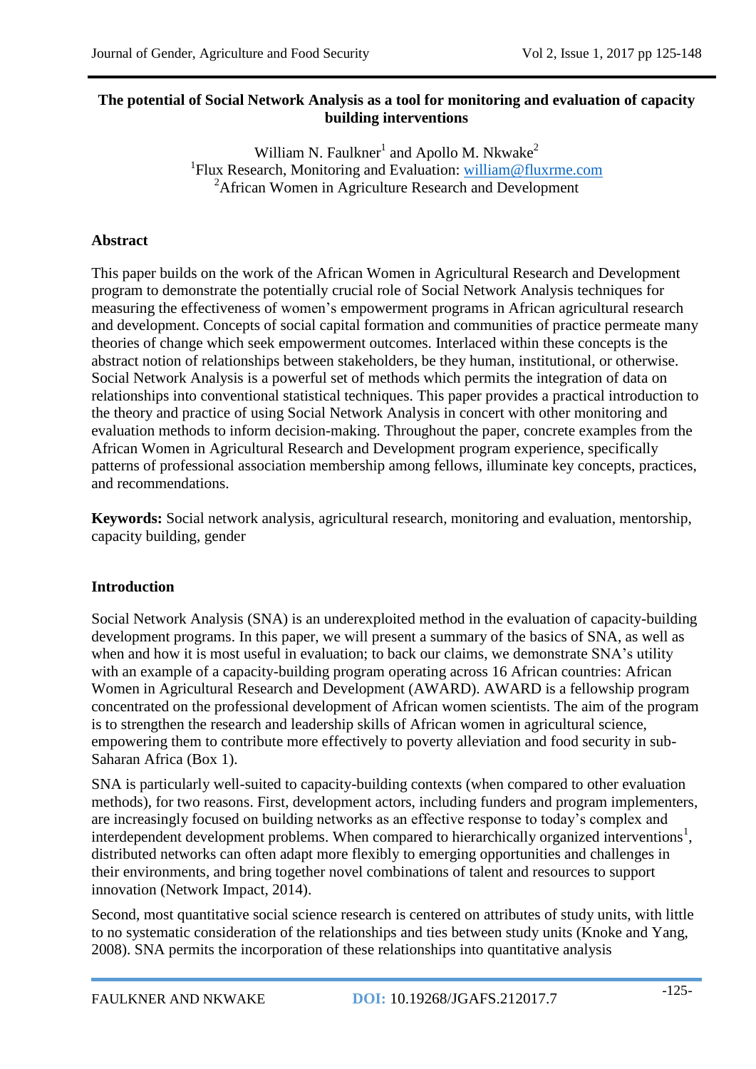# The potential of Social Network Analysis as a tool for monitoring and evaluation of capacity building interventions

William N. Faulkner[1] and Apollo M. Nkwake[2]

[1]Flux Research, Monitoring and Evaluation: william@fluxrme.com

[2]African Women in Agriculture Research and Development

## Abstract

This paper builds on the work of the African Women in Agricultural Research and Development program to demonstrate the potentially crucial role of Social Network Analysis techniques for measuring the effectiveness of women's empowerment programs in African agricultural research and development. Concepts of social capital formation and communities of practice permeate many theories of change which seek empowerment outcomes. Interlaced within these concepts is the abstract notion of relationships between stakeholders, be they human, institutional, or otherwise. Social Network Analysis is a powerful set of methods which permits the integration of data on relationships into conventional statistical techniques. This paper provides a practical introduction to the theory and practice of using Social Network Analysis in concert with other monitoring and evaluation methods to inform decision-making. Throughout the paper, concrete examples from the African Women in Agricultural Research and Development program experience, specifically patterns of professional association membership among fellows, illuminate key concepts, practices, and recommendations.

**Keywords:** Social network analysis, agricultural research, monitoring and evaluation, mentorship, capacity building, gender

## Introduction

Social Network Analysis (SNA) is an underexploited method in the evaluation of capacity-building development programs. In this paper, we will present a summary of the basics of SNA, as well as when and how it is most useful in evaluation; to back our claims, we demonstrate SNA's utility with an example of a capacity-building program operating across 16 African countries: African Women in Agricultural Research and Development (AWARD). AWARD is a fellowship program concentrated on the professional development of African women scientists. The aim of the program is to strengthen the research and leadership skills of African women in agricultural science, empowering them to contribute more effectively to poverty alleviation and food security in sub-Saharan Africa (Box 1).

SNA is particularly well-suited to capacity-building contexts (when compared to other evaluation methods), for two reasons. First, development actors, including funders and program implementers, are increasingly focused on building networks as an effective response to today's complex and interdependent development problems. When compared to hierarchically organized interventions[1], distributed networks can often adapt more flexibly to emerging opportunities and challenges in their environments, and bring together novel combinations of talent and resources to support innovation (Network Impact, 2014).

Second, most quantitative social science research is centered on attributes of study units, with little to no systematic consideration of the relationships and ties between study units (Knoke and Yang, 2008). SNA permits the incorporation of these relationships into quantitative analysis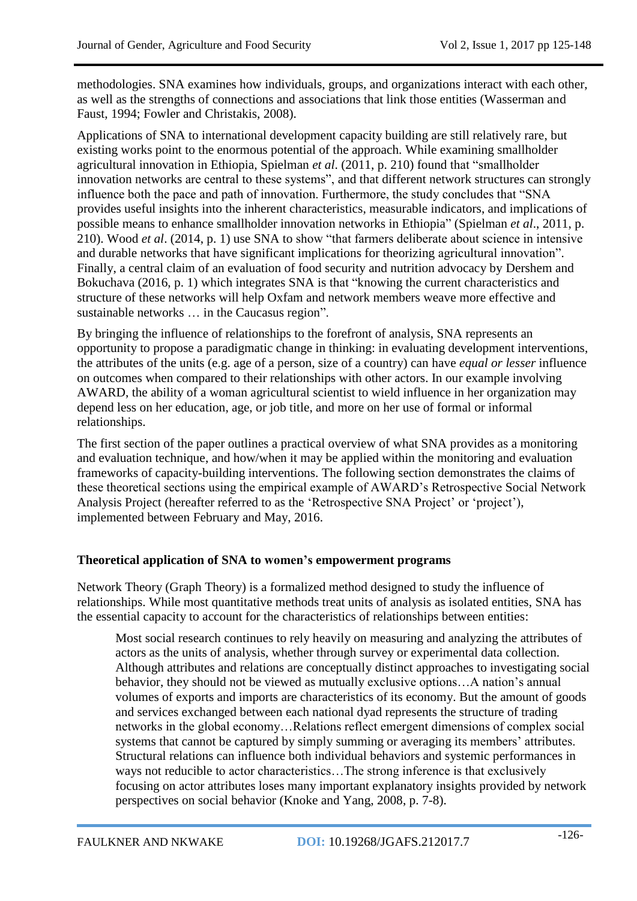methodologies. SNA examines how individuals, groups, and organizations interact with each other, as well as the strengths of connections and associations that link those entities (Wasserman and Faust, 1994; Fowler and Christakis, 2008).

Applications of SNA to international development capacity building are still relatively rare, but existing works point to the enormous potential of the approach. While examining smallholder agricultural innovation in Ethiopia, Spielman *et al*. (2011, p. 210) found that "smallholder innovation networks are central to these systems", and that different network structures can strongly influence both the pace and path of innovation. Furthermore, the study concludes that "SNA provides useful insights into the inherent characteristics, measurable indicators, and implications of possible means to enhance smallholder innovation networks in Ethiopia" (Spielman *et al*., 2011, p. 210). Wood *et al*. (2014, p. 1) use SNA to show "that farmers deliberate about science in intensive and durable networks that have significant implications for theorizing agricultural innovation". Finally, a central claim of an evaluation of food security and nutrition advocacy by Dershem and Bokuchava (2016, p. 1) which integrates SNA is that "knowing the current characteristics and structure of these networks will help Oxfam and network members weave more effective and sustainable networks … in the Caucasus region".

By bringing the influence of relationships to the forefront of analysis, SNA represents an opportunity to propose a paradigmatic change in thinking: in evaluating development interventions, the attributes of the units (e.g. age of a person, size of a country) can have *equal or lesser* influence on outcomes when compared to their relationships with other actors. In our example involving AWARD, the ability of a woman agricultural scientist to wield influence in her organization may depend less on her education, age, or job title, and more on her use of formal or informal relationships.

The first section of the paper outlines a practical overview of what SNA provides as a monitoring and evaluation technique, and how/when it may be applied within the monitoring and evaluation frameworks of capacity-building interventions. The following section demonstrates the claims of these theoretical sections using the empirical example of AWARD's Retrospective Social Network Analysis Project (hereafter referred to as the 'Retrospective SNA Project' or 'project'), implemented between February and May, 2016.

## Theoretical application of SNA to women's empowerment programs

Network Theory (Graph Theory) is a formalized method designed to study the influence of relationships. While most quantitative methods treat units of analysis as isolated entities, SNA has the essential capacity to account for the characteristics of relationships between entities:

> Most social research continues to rely heavily on measuring and analyzing the attributes of actors as the units of analysis, whether through survey or experimental data collection. Although attributes and relations are conceptually distinct approaches to investigating social behavior, they should not be viewed as mutually exclusive options…A nation's annual volumes of exports and imports are characteristics of its economy. But the amount of goods and services exchanged between each national dyad represents the structure of trading networks in the global economy…Relations reflect emergent dimensions of complex social systems that cannot be captured by simply summing or averaging its members' attributes. Structural relations can influence both individual behaviors and systemic performances in ways not reducible to actor characteristics…The strong inference is that exclusively focusing on actor attributes loses many important explanatory insights provided by network perspectives on social behavior (Knoke and Yang, 2008, p. 7-8).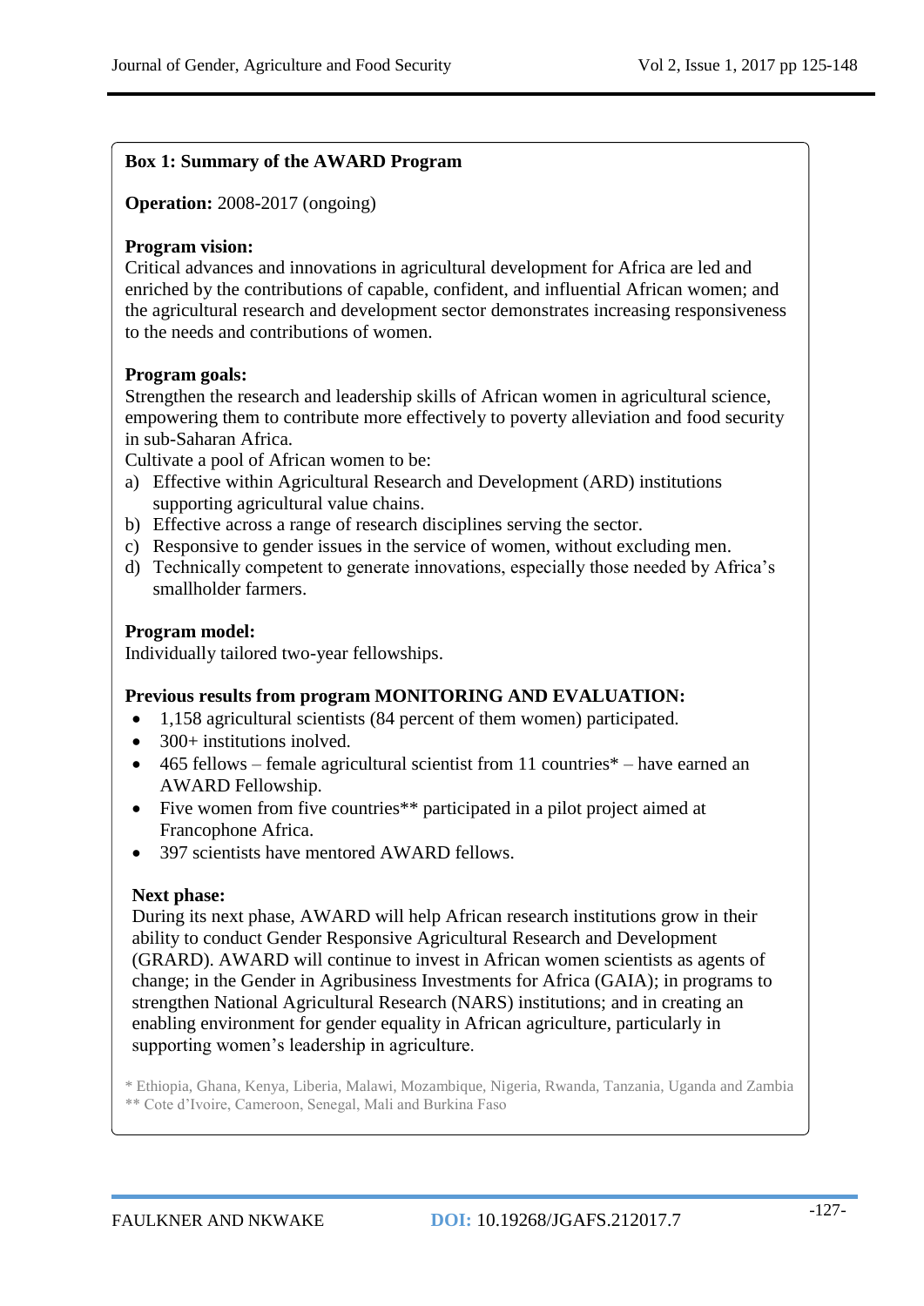**Box 1: Summary of the AWARD Program**

**Operation:** 2008-2017 (ongoing)

**Program vision:**
Critical advances and innovations in agricultural development for Africa are led and enriched by the contributions of capable, confident, and influential African women; and the agricultural research and development sector demonstrates increasing responsiveness to the needs and contributions of women.

**Program goals:**
Strengthen the research and leadership skills of African women in agricultural science, empowering them to contribute more effectively to poverty alleviation and food security in sub-Saharan Africa.
Cultivate a pool of African women to be:

a) Effective within Agricultural Research and Development (ARD) institutions supporting agricultural value chains.
b) Effective across a range of research disciplines serving the sector.
c) Responsive to gender issues in the service of women, without excluding men.
d) Technically competent to generate innovations, especially those needed by Africa's smallholder farmers.

**Program model:**
Individually tailored two-year fellowships.

**Previous results from program MONITORING AND EVALUATION:**

- 1,158 agricultural scientists (84 percent of them women) participated.
- 300+ institutions inolved.
- 465 fellows – female agricultural scientist from 11 countries* – have earned an AWARD Fellowship.
- Five women from five countries** participated in a pilot project aimed at Francophone Africa.
- 397 scientists have mentored AWARD fellows.

**Next phase:**
During its next phase, AWARD will help African research institutions grow in their ability to conduct Gender Responsive Agricultural Research and Development (GRARD). AWARD will continue to invest in African women scientists as agents of change; in the Gender in Agribusiness Investments for Africa (GAIA); in programs to strengthen National Agricultural Research (NARS) institutions; and in creating an enabling environment for gender equality in African agriculture, particularly in supporting women's leadership in agriculture.

* Ethiopia, Ghana, Kenya, Liberia, Malawi, Mozambique, Nigeria, Rwanda, Tanzania, Uganda and Zambia
** Cote d'Ivoire, Cameroon, Senegal, Mali and Burkina Faso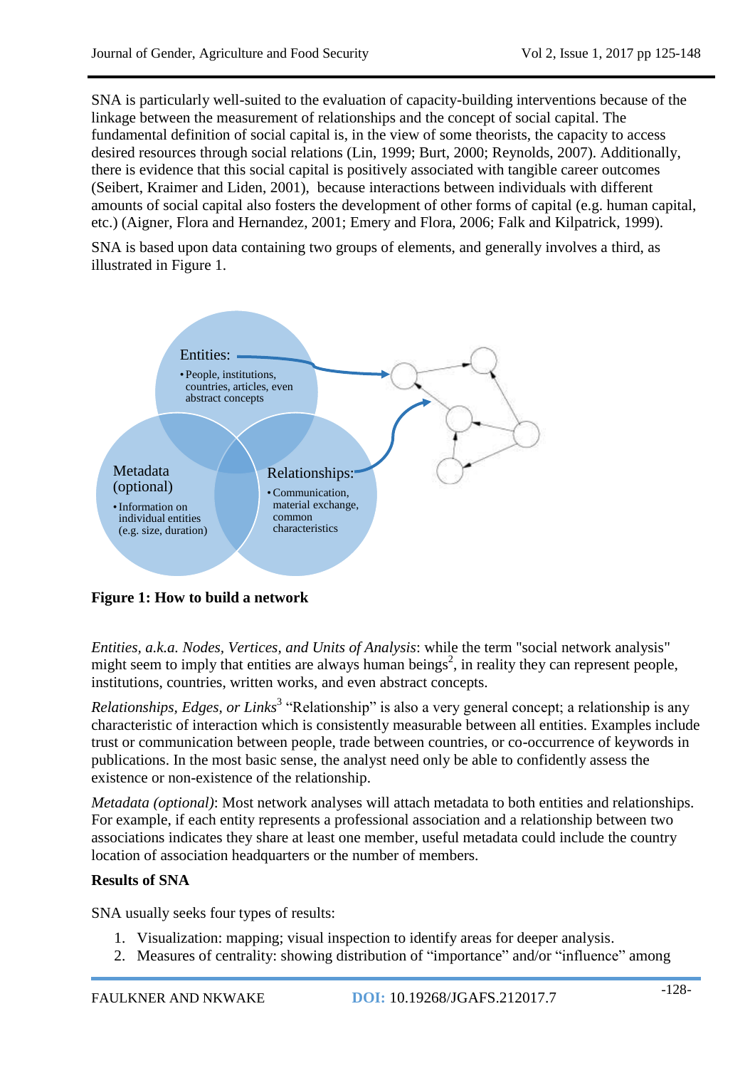SNA is particularly well-suited to the evaluation of capacity-building interventions because of the linkage between the measurement of relationships and the concept of social capital. The fundamental definition of social capital is, in the view of some theorists, the capacity to access desired resources through social relations (Lin, 1999; Burt, 2000; Reynolds, 2007). Additionally, there is evidence that this social capital is positively associated with tangible career outcomes (Seibert, Kraimer and Liden, 2001), because interactions between individuals with different amounts of social capital also fosters the development of other forms of capital (e.g. human capital, etc.) (Aigner, Flora and Hernandez, 2001; Emery and Flora, 2006; Falk and Kilpatrick, 1999).

SNA is based upon data containing two groups of elements, and generally involves a third, as illustrated in Figure 1.

Entities:
- People, institutions, countries, articles, even abstract concepts

Metadata (optional)
- Information on individual entities (e.g. size, duration)

Relationships:
- Communication, material exchange, common characteristics

**Figure 1: How to build a network**

*Entities, a.k.a. Nodes, Vertices, and Units of Analysis*: while the term "social network analysis" might seem to imply that entities are always human beings[2], in reality they can represent people, institutions, countries, written works, and even abstract concepts.

*Relationships, Edges, or Links*[3] "Relationship" is also a very general concept; a relationship is any characteristic of interaction which is consistently measurable between all entities. Examples include trust or communication between people, trade between countries, or co-occurrence of keywords in publications. In the most basic sense, the analyst need only be able to confidently assess the existence or non-existence of the relationship.

*Metadata (optional)*: Most network analyses will attach metadata to both entities and relationships. For example, if each entity represents a professional association and a relationship between two associations indicates they share at least one member, useful metadata could include the country location of association headquarters or the number of members.

**Results of SNA**

SNA usually seeks four types of results:

1. Visualization: mapping; visual inspection to identify areas for deeper analysis.
2. Measures of centrality: showing distribution of "importance" and/or "influence" among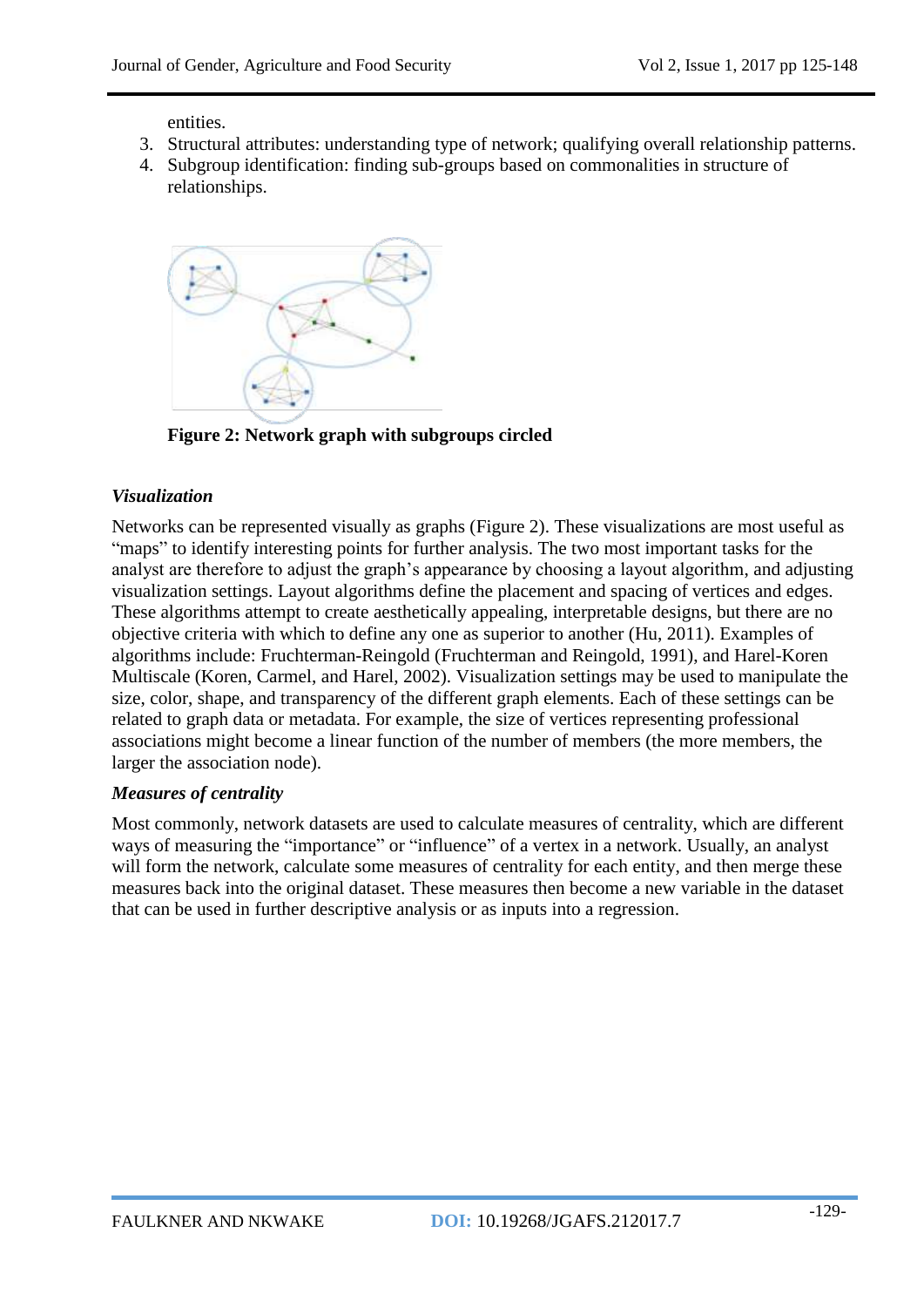entities.

3. Structural attributes: understanding type of network; qualifying overall relationship patterns.
4. Subgroup identification: finding sub-groups based on commonalities in structure of relationships.

**Figure 2: Network graph with subgroups circled**

### *Visualization*

Networks can be represented visually as graphs (Figure 2). These visualizations are most useful as "maps" to identify interesting points for further analysis. The two most important tasks for the analyst are therefore to adjust the graph's appearance by choosing a layout algorithm, and adjusting visualization settings. Layout algorithms define the placement and spacing of vertices and edges. These algorithms attempt to create aesthetically appealing, interpretable designs, but there are no objective criteria with which to define any one as superior to another (Hu, 2011). Examples of algorithms include: Fruchterman-Reingold (Fruchterman and Reingold, 1991), and Harel-Koren Multiscale (Koren, Carmel, and Harel, 2002). Visualization settings may be used to manipulate the size, color, shape, and transparency of the different graph elements. Each of these settings can be related to graph data or metadata. For example, the size of vertices representing professional associations might become a linear function of the number of members (the more members, the larger the association node).

### *Measures of centrality*

Most commonly, network datasets are used to calculate measures of centrality, which are different ways of measuring the "importance" or "influence" of a vertex in a network. Usually, an analyst will form the network, calculate some measures of centrality for each entity, and then merge these measures back into the original dataset. These measures then become a new variable in the dataset that can be used in further descriptive analysis or as inputs into a regression.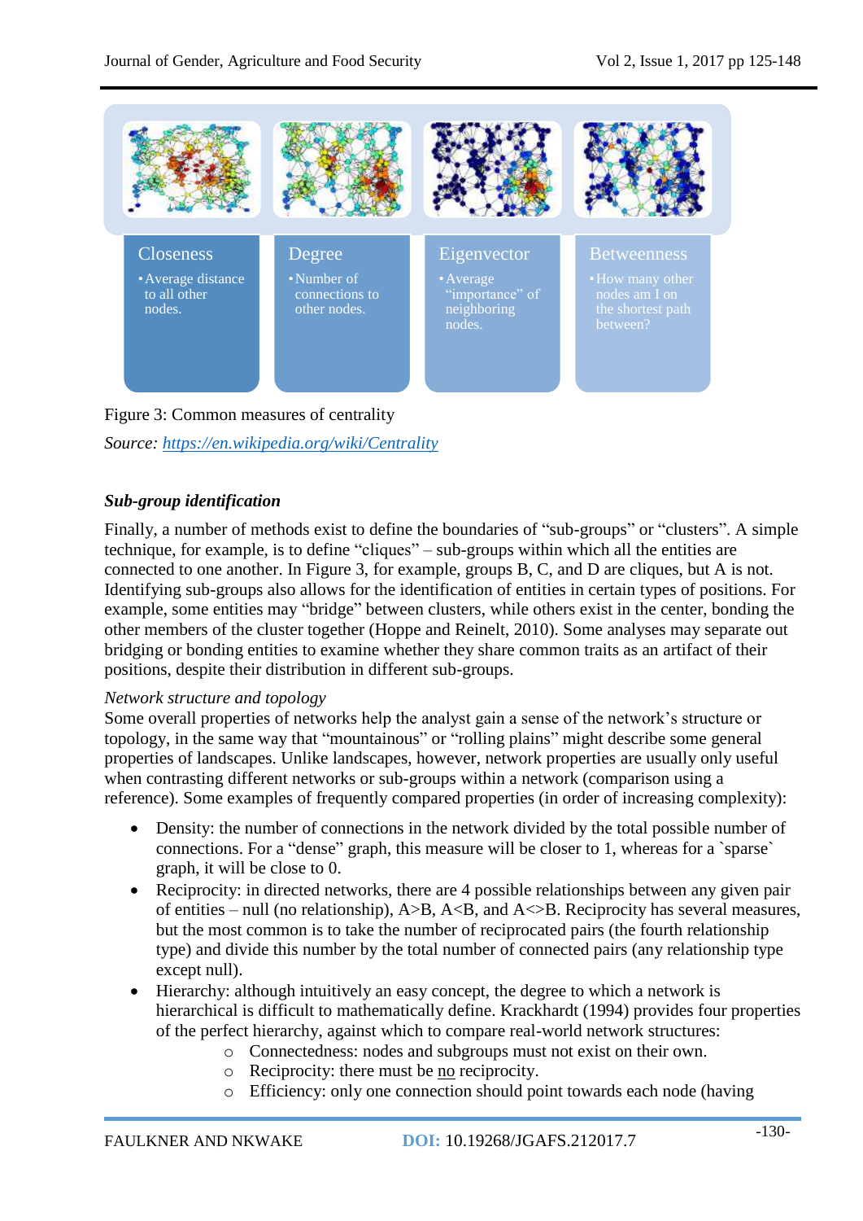| Closeness | Degree | Eigenvector | Betweenness |
|---|---|---|---|
| • Average distance to all other nodes. | • Number of connections to other nodes. | • Average "importance" of neighboring nodes. | • How many other nodes am I on the shortest path between? |

Figure 3: Common measures of centrality

*Source: [https://en.wikipedia.org/wiki/Centrality](https://en.wikipedia.org/wiki/Centrality)*

### *Sub-group identification*

Finally, a number of methods exist to define the boundaries of "sub-groups" or "clusters". A simple technique, for example, is to define "cliques" – sub-groups within which all the entities are connected to one another. In Figure 3, for example, groups B, C, and D are cliques, but A is not. Identifying sub-groups also allows for the identification of entities in certain types of positions. For example, some entities may "bridge" between clusters, while others exist in the center, bonding the other members of the cluster together (Hoppe and Reinelt, 2010). Some analyses may separate out bridging or bonding entities to examine whether they share common traits as an artifact of their positions, despite their distribution in different sub-groups.

*Network structure and topology*

Some overall properties of networks help the analyst gain a sense of the network's structure or topology, in the same way that "mountainous" or "rolling plains" might describe some general properties of landscapes. Unlike landscapes, however, network properties are usually only useful when contrasting different networks or sub-groups within a network (comparison using a reference). Some examples of frequently compared properties (in order of increasing complexity):

- Density: the number of connections in the network divided by the total possible number of connections. For a "dense" graph, this measure will be closer to 1, whereas for a `sparse` graph, it will be close to 0.
- Reciprocity: in directed networks, there are 4 possible relationships between any given pair of entities – null (no relationship), A>B, A<B, and A<>B. Reciprocity has several measures, but the most common is to take the number of reciprocated pairs (the fourth relationship type) and divide this number by the total number of connected pairs (any relationship type except null).
- Hierarchy: although intuitively an easy concept, the degree to which a network is hierarchical is difficult to mathematically define. Krackhardt (1994) provides four properties of the perfect hierarchy, against which to compare real-world network structures:
    - Connectedness: nodes and subgroups must not exist on their own.
    - Reciprocity: there must be no reciprocity.
    - Efficiency: only one connection should point towards each node (having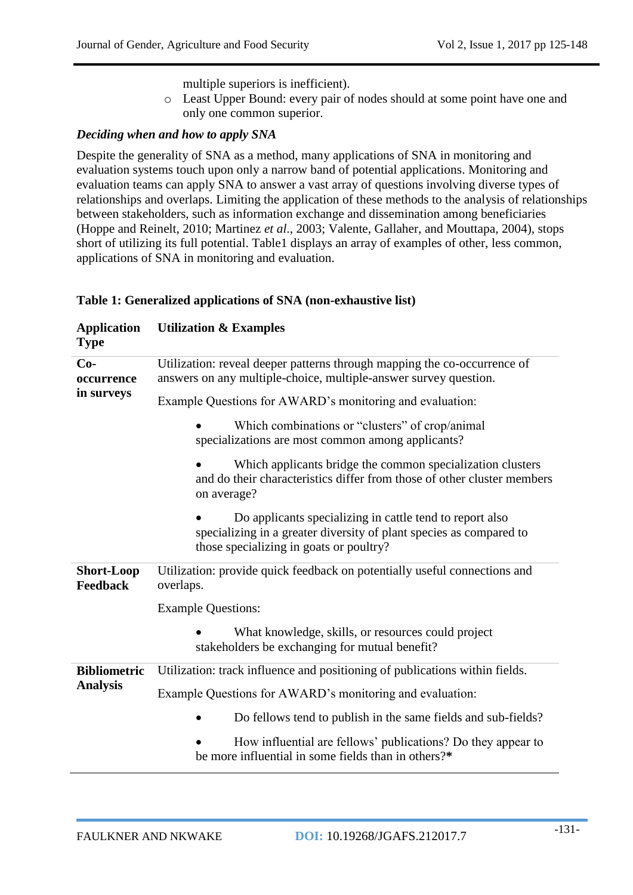multiple superiors is inefficient).

- Least Upper Bound: every pair of nodes should at some point have one and only one common superior.

### *Deciding when and how to apply SNA*

Despite the generality of SNA as a method, many applications of SNA in monitoring and evaluation systems touch upon only a narrow band of potential applications. Monitoring and evaluation teams can apply SNA to answer a vast array of questions involving diverse types of relationships and overlaps. Limiting the application of these methods to the analysis of relationships between stakeholders, such as information exchange and dissemination among beneficiaries (Hoppe and Reinelt, 2010; Martinez *et al*., 2003; Valente, Gallaher, and Mouttapa, 2004), stops short of utilizing its full potential. Table1 displays an array of examples of other, less common, applications of SNA in monitoring and evaluation.

**Table 1: Generalized applications of SNA (non-exhaustive list)**

| Application Type | Utilization & Examples |
|---|---|
| **Co-occurrence in surveys** | Utilization: reveal deeper patterns through mapping the co-occurrence of answers on any multiple-choice, multiple-answer survey question.<br><br>Example Questions for AWARD's monitoring and evaluation:<br><br>• Which combinations or "clusters" of crop/animal specializations are most common among applicants?<br><br>• Which applicants bridge the common specialization clusters and do their characteristics differ from those of other cluster members on average?<br><br>• Do applicants specializing in cattle tend to report also specializing in a greater diversity of plant species as compared to those specializing in goats or poultry? |
| **Short-Loop Feedback** | Utilization: provide quick feedback on potentially useful connections and overlaps.<br><br>Example Questions:<br><br>• What knowledge, skills, or resources could project stakeholders be exchanging for mutual benefit? |
| **Bibliometric Analysis** | Utilization: track influence and positioning of publications within fields.<br><br>Example Questions for AWARD's monitoring and evaluation:<br><br>• Do fellows tend to publish in the same fields and sub-fields?<br><br>• How influential are fellows' publications? Do they appear to be more influential in some fields than in others?**\*** |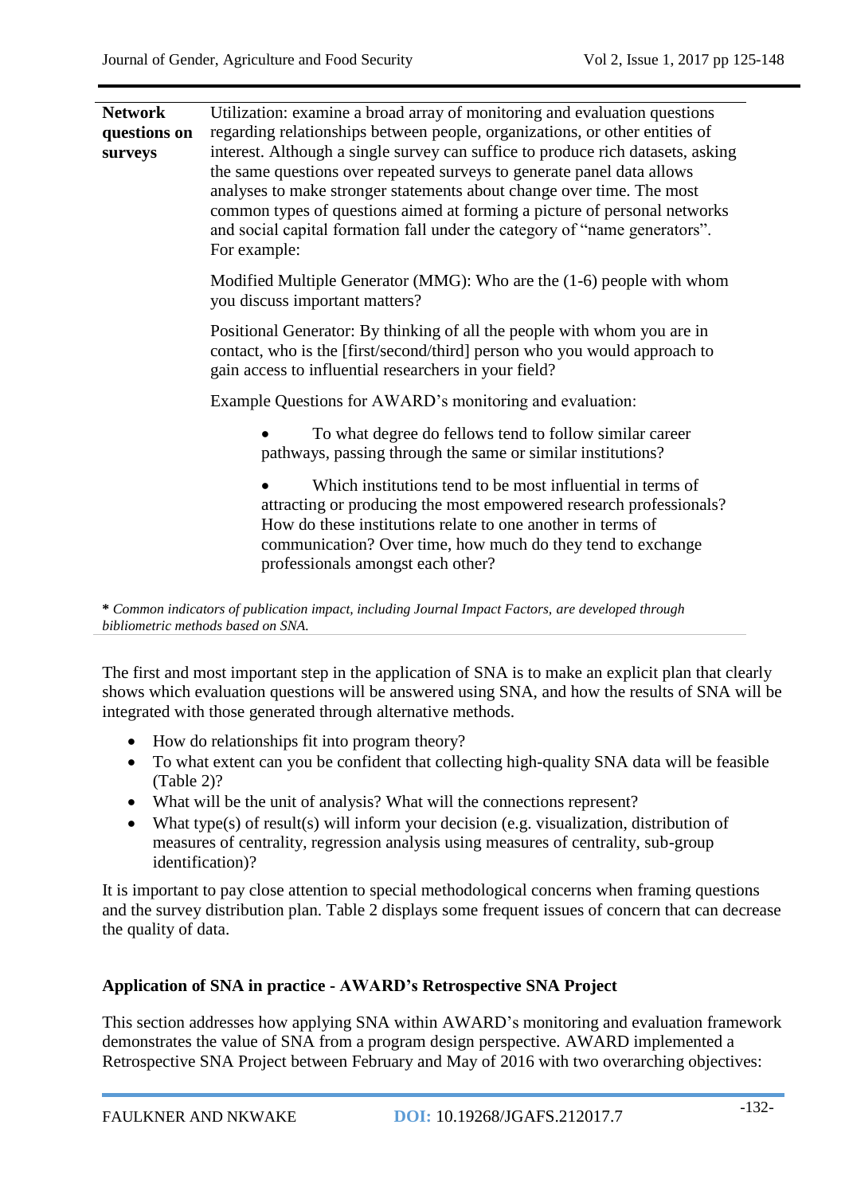| | |
|---|---|
| **Network questions on surveys** | Utilization: examine a broad array of monitoring and evaluation questions regarding relationships between people, organizations, or other entities of interest. Although a single survey can suffice to produce rich datasets, asking the same questions over repeated surveys to generate panel data allows analyses to make stronger statements about change over time. The most common types of questions aimed at forming a picture of personal networks and social capital formation fall under the category of "name generators". For example:<br><br>Modified Multiple Generator (MMG): Who are the (1-6) people with whom you discuss important matters?<br><br>Positional Generator: By thinking of all the people with whom you are in contact, who is the [first/second/third] person who you would approach to gain access to influential researchers in your field?<br><br>Example Questions for AWARD's monitoring and evaluation:<br><br>• To what degree do fellows tend to follow similar career pathways, passing through the same or similar institutions?<br><br>• Which institutions tend to be most influential in terms of attracting or producing the most empowered research professionals? How do these institutions relate to one another in terms of communication? Over time, how much do they tend to exchange professionals amongst each other? |

**\*** *Common indicators of publication impact, including Journal Impact Factors, are developed through bibliometric methods based on SNA.*

The first and most important step in the application of SNA is to make an explicit plan that clearly shows which evaluation questions will be answered using SNA, and how the results of SNA will be integrated with those generated through alternative methods.

- How do relationships fit into program theory?
- To what extent can you be confident that collecting high-quality SNA data will be feasible (Table 2)?
- What will be the unit of analysis? What will the connections represent?
- What type(s) of result(s) will inform your decision (e.g. visualization, distribution of measures of centrality, regression analysis using measures of centrality, sub-group identification)?

It is important to pay close attention to special methodological concerns when framing questions and the survey distribution plan. Table 2 displays some frequent issues of concern that can decrease the quality of data.

## Application of SNA in practice - AWARD's Retrospective SNA Project

This section addresses how applying SNA within AWARD's monitoring and evaluation framework demonstrates the value of SNA from a program design perspective. AWARD implemented a Retrospective SNA Project between February and May of 2016 with two overarching objectives: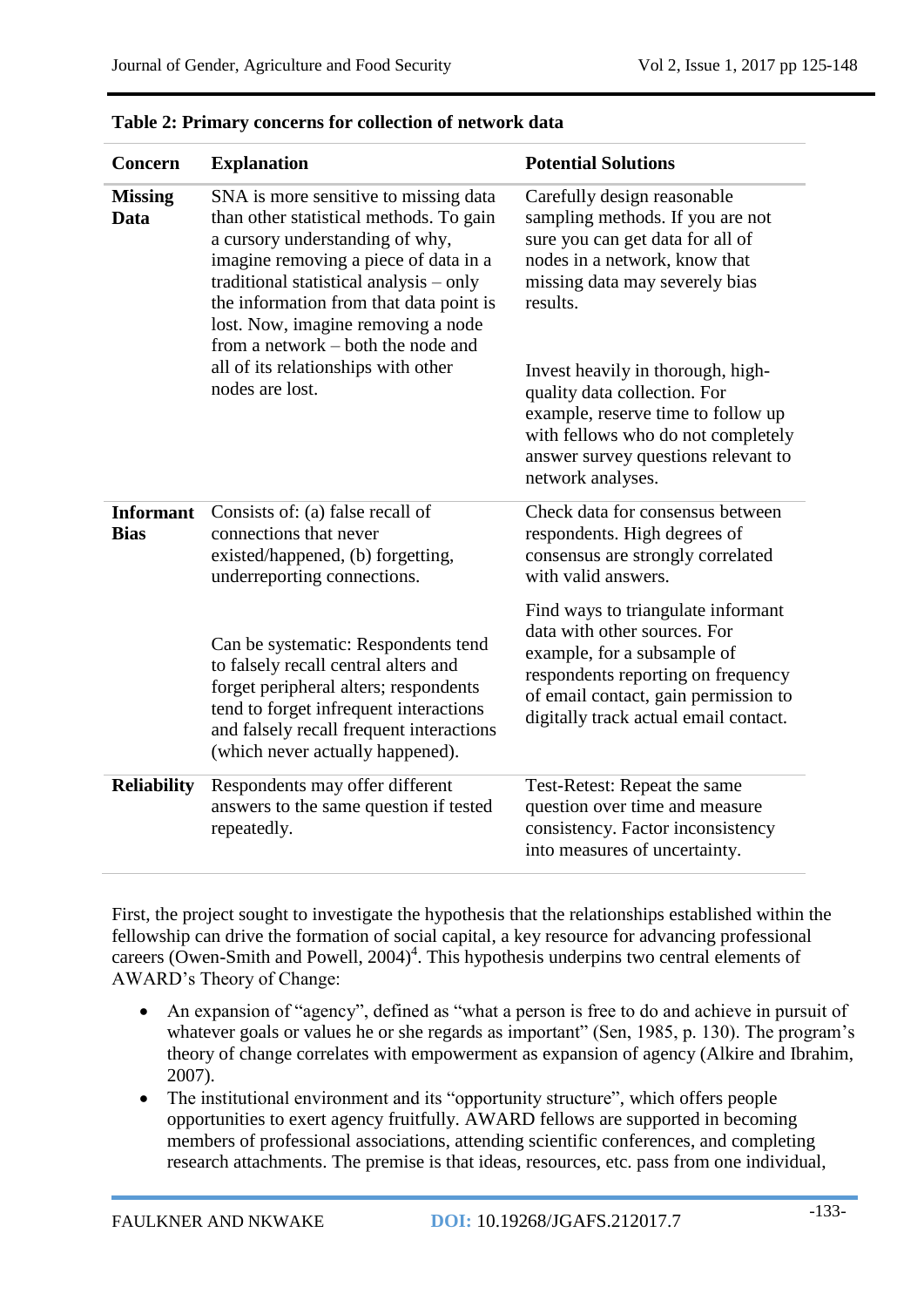**Table 2: Primary concerns for collection of network data**

| Concern | Explanation | Potential Solutions |
|---|---|---|
| **Missing Data** | SNA is more sensitive to missing data than other statistical methods. To gain a cursory understanding of why, imagine removing a piece of data in a traditional statistical analysis – only the information from that data point is lost. Now, imagine removing a node from a network – both the node and all of its relationships with other nodes are lost. | Carefully design reasonable sampling methods. If you are not sure you can get data for all of nodes in a network, know that missing data may severely bias results. |
| | | Invest heavily in thorough, high-quality data collection. For example, reserve time to follow up with fellows who do not completely answer survey questions relevant to network analyses. |
| **Informant Bias** | Consists of: (a) false recall of connections that never existed/happened, (b) forgetting, underreporting connections. | Check data for consensus between respondents. High degrees of consensus are strongly correlated with valid answers. |
| | Can be systematic: Respondents tend to falsely recall central alters and forget peripheral alters; respondents tend to forget infrequent interactions and falsely recall frequent interactions (which never actually happened). | Find ways to triangulate informant data with other sources. For example, for a subsample of respondents reporting on frequency of email contact, gain permission to digitally track actual email contact. |
| **Reliability** | Respondents may offer different answers to the same question if tested repeatedly. | Test-Retest: Repeat the same question over time and measure consistency. Factor inconsistency into measures of uncertainty. |

First, the project sought to investigate the hypothesis that the relationships established within the fellowship can drive the formation of social capital, a key resource for advancing professional careers (Owen-Smith and Powell, 2004)[4]. This hypothesis underpins two central elements of AWARD's Theory of Change:

- An expansion of "agency", defined as "what a person is free to do and achieve in pursuit of whatever goals or values he or she regards as important" (Sen, 1985, p. 130). The program's theory of change correlates with empowerment as expansion of agency (Alkire and Ibrahim, 2007).
- The institutional environment and its "opportunity structure", which offers people opportunities to exert agency fruitfully. AWARD fellows are supported in becoming members of professional associations, attending scientific conferences, and completing research attachments. The premise is that ideas, resources, etc. pass from one individual,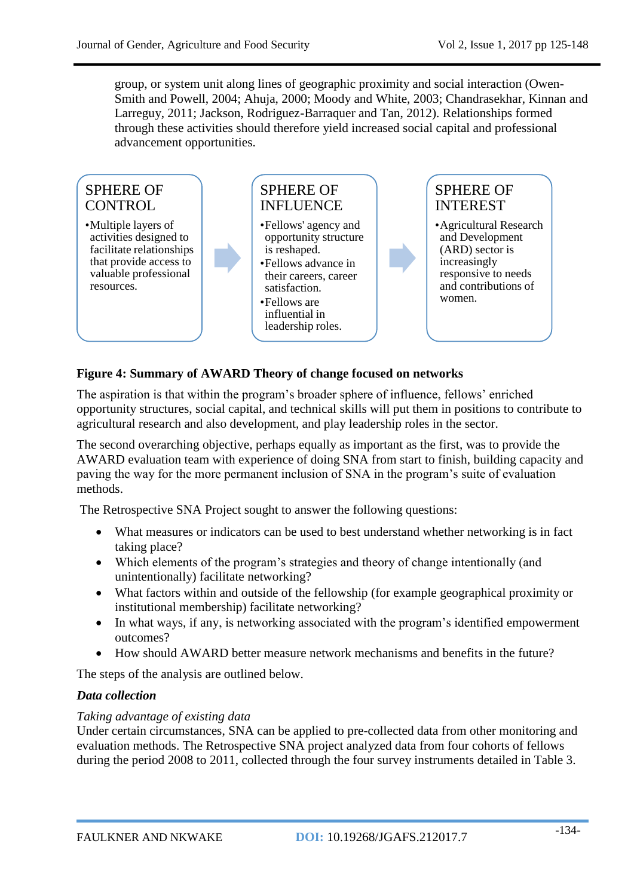group, or system unit along lines of geographic proximity and social interaction (Owen-Smith and Powell, 2004; Ahuja, 2000; Moody and White, 2003; Chandrasekhar, Kinnan and Larreguy, 2011; Jackson, Rodriguez-Barraquer and Tan, 2012). Relationships formed through these activities should therefore yield increased social capital and professional advancement opportunities.

SPHERE OF CONTROL

- Multiple layers of activities designed to facilitate relationships that provide access to valuable professional resources.

SPHERE OF INFLUENCE

- Fellows' agency and opportunity structure is reshaped.
- Fellows advance in their careers, career satisfaction.
- Fellows are influential in leadership roles.

SPHERE OF INTEREST

- Agricultural Research and Development (ARD) sector is increasingly responsive to needs and contributions of women.

**Figure 4: Summary of AWARD Theory of change focused on networks**

The aspiration is that within the program's broader sphere of influence, fellows' enriched opportunity structures, social capital, and technical skills will put them in positions to contribute to agricultural research and also development, and play leadership roles in the sector.

The second overarching objective, perhaps equally as important as the first, was to provide the AWARD evaluation team with experience of doing SNA from start to finish, building capacity and paving the way for the more permanent inclusion of SNA in the program's suite of evaluation methods.

The Retrospective SNA Project sought to answer the following questions:

- What measures or indicators can be used to best understand whether networking is in fact taking place?
- Which elements of the program's strategies and theory of change intentionally (and unintentionally) facilitate networking?
- What factors within and outside of the fellowship (for example geographical proximity or institutional membership) facilitate networking?
- In what ways, if any, is networking associated with the program's identified empowerment outcomes?
- How should AWARD better measure network mechanisms and benefits in the future?

The steps of the analysis are outlined below.

***Data collection***

*Taking advantage of existing data*

Under certain circumstances, SNA can be applied to pre-collected data from other monitoring and evaluation methods. The Retrospective SNA project analyzed data from four cohorts of fellows during the period 2008 to 2011, collected through the four survey instruments detailed in Table 3.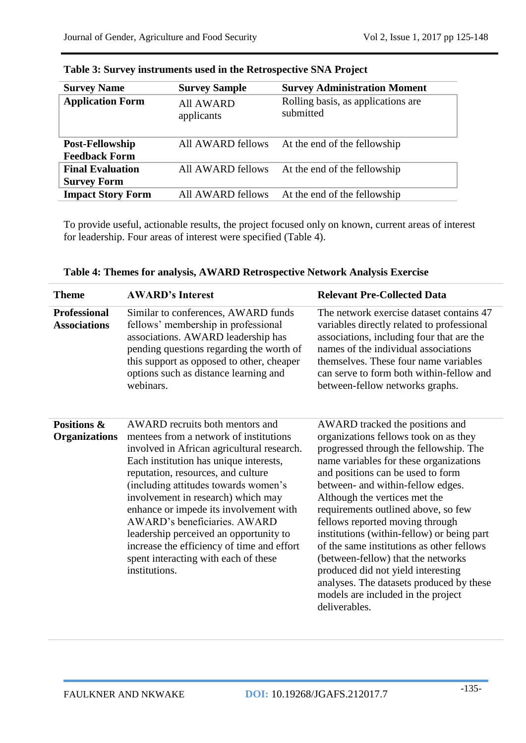**Table 3: Survey instruments used in the Retrospective SNA Project**

| Survey Name | Survey Sample | Survey Administration Moment |
|---|---|---|
| **Application Form** | All AWARD applicants | Rolling basis, as applications are submitted |
| **Post-Fellowship Feedback Form** | All AWARD fellows | At the end of the fellowship |
| **Final Evaluation Survey Form** | All AWARD fellows | At the end of the fellowship |
| **Impact Story Form** | All AWARD fellows | At the end of the fellowship |

To provide useful, actionable results, the project focused only on known, current areas of interest for leadership. Four areas of interest were specified (Table 4).

**Table 4: Themes for analysis, AWARD Retrospective Network Analysis Exercise**

| Theme | AWARD's Interest | Relevant Pre-Collected Data |
|---|---|---|
| **Professional Associations** | Similar to conferences, AWARD funds fellows' membership in professional associations. AWARD leadership has pending questions regarding the worth of this support as opposed to other, cheaper options such as distance learning and webinars. | The network exercise dataset contains 47 variables directly related to professional associations, including four that are the names of the individual associations themselves. These four name variables can serve to form both within-fellow and between-fellow networks graphs. |
| **Positions & Organizations** | AWARD recruits both mentors and mentees from a network of institutions involved in African agricultural research. Each institution has unique interests, reputation, resources, and culture (including attitudes towards women's involvement in research) which may enhance or impede its involvement with AWARD's beneficiaries. AWARD leadership perceived an opportunity to increase the efficiency of time and effort spent interacting with each of these institutions. | AWARD tracked the positions and organizations fellows took on as they progressed through the fellowship. The name variables for these organizations and positions can be used to form between- and within-fellow edges. Although the vertices met the requirements outlined above, so few fellows reported moving through institutions (within-fellow) or being part of the same institutions as other fellows (between-fellow) that the networks produced did not yield interesting analyses. The datasets produced by these models are included in the project deliverables. |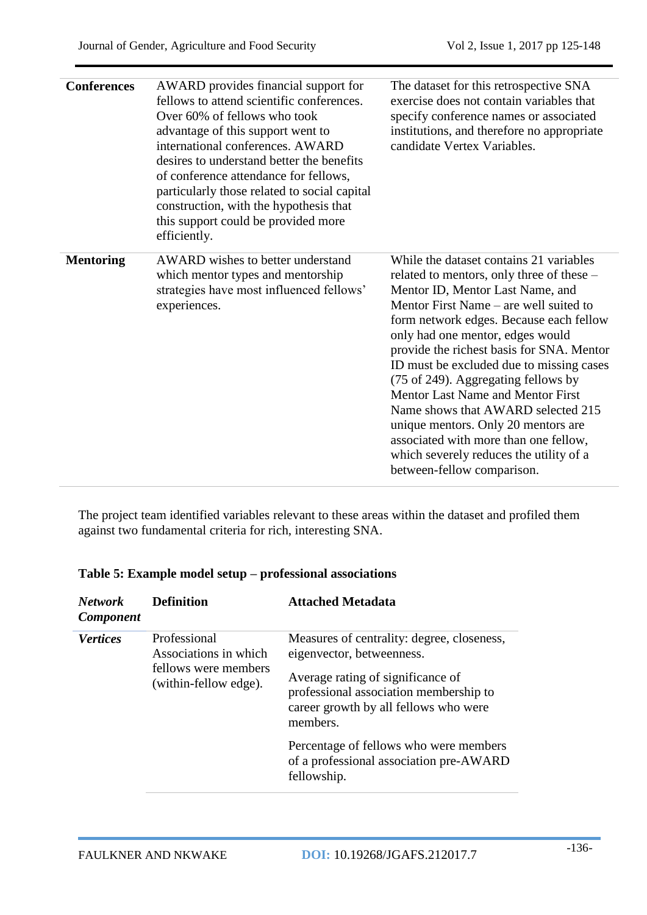| | | |
|---|---|---|
| **Conferences** | AWARD provides financial support for fellows to attend scientific conferences. Over 60% of fellows who took advantage of this support went to international conferences. AWARD desires to understand better the benefits of conference attendance for fellows, particularly those related to social capital construction, with the hypothesis that this support could be provided more efficiently. | The dataset for this retrospective SNA exercise does not contain variables that specify conference names or associated institutions, and therefore no appropriate candidate Vertex Variables. |
| **Mentoring** | AWARD wishes to better understand which mentor types and mentorship strategies have most influenced fellows' experiences. | While the dataset contains 21 variables related to mentors, only three of these – Mentor ID, Mentor Last Name, and Mentor First Name – are well suited to form network edges. Because each fellow only had one mentor, edges would provide the richest basis for SNA. Mentor ID must be excluded due to missing cases (75 of 249). Aggregating fellows by Mentor Last Name and Mentor First Name shows that AWARD selected 215 unique mentors. Only 20 mentors are associated with more than one fellow, which severely reduces the utility of a between-fellow comparison. |

The project team identified variables relevant to these areas within the dataset and profiled them against two fundamental criteria for rich, interesting SNA.

**Table 5: Example model setup – professional associations**

| ***Network Component*** | **Definition** | **Attached Metadata** |
|---|---|---|
| ***Vertices*** | Professional Associations in which fellows were members (within-fellow edge). | Measures of centrality: degree, closeness, eigenvector, betweenness.<br><br>Average rating of significance of professional association membership to career growth by all fellows who were members.<br><br>Percentage of fellows who were members of a professional association pre-AWARD fellowship. |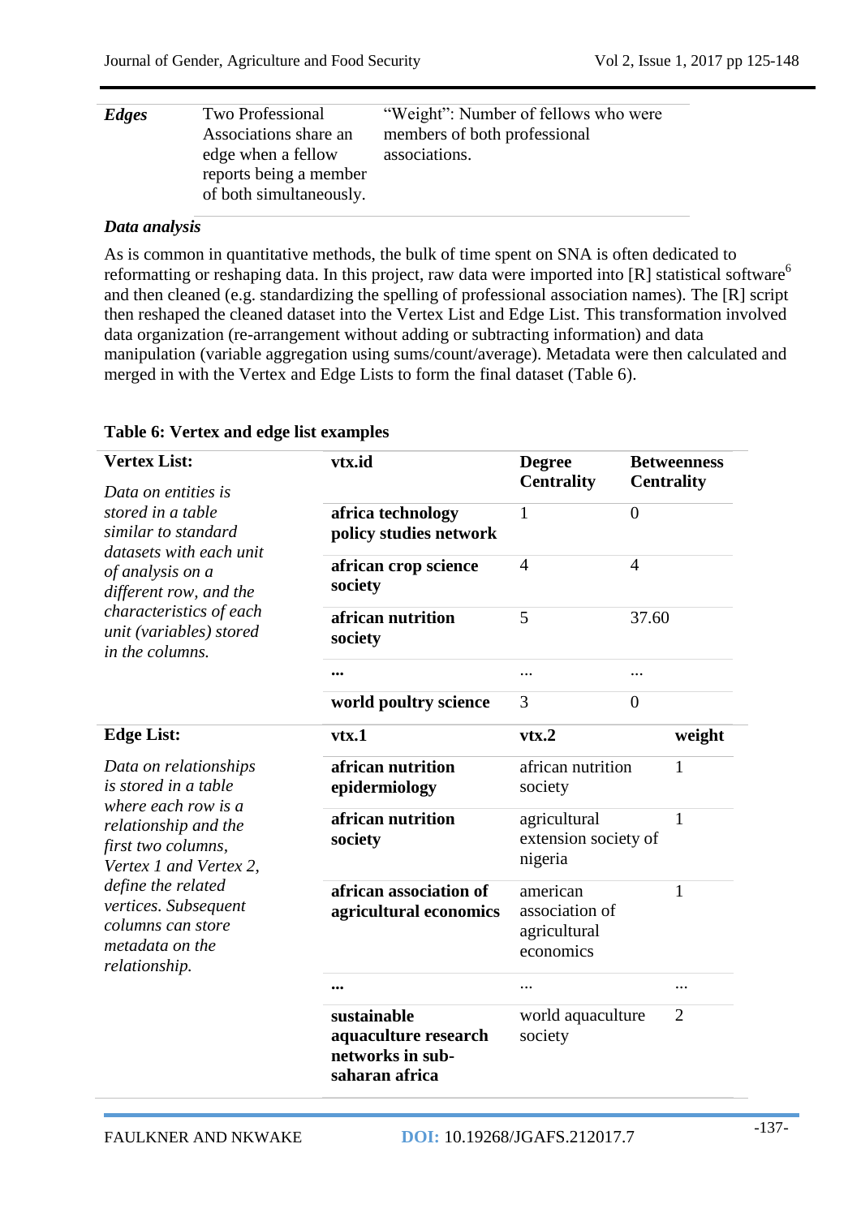| *Edges* | Two Professional Associations share an edge when a fellow reports being a member of both simultaneously. | "Weight": Number of fellows who were members of both professional associations. |
|---|---|---|

***Data analysis***

As is common in quantitative methods, the bulk of time spent on SNA is often dedicated to reformatting or reshaping data. In this project, raw data were imported into [R] statistical software[6] and then cleaned (e.g. standardizing the spelling of professional association names). The [R] script then reshaped the cleaned dataset into the Vertex List and Edge List. This transformation involved data organization (re-arrangement without adding or subtracting information) and data manipulation (variable aggregation using sums/count/average). Metadata were then calculated and merged in with the Vertex and Edge Lists to form the final dataset (Table 6).

**Table 6: Vertex and edge list examples**

| **Vertex List:** | **vtx.id** | **Degree Centrality** | **Betweenness Centrality** |
|---|---|---|---|
| *Data on entities is stored in a table similar to standard datasets with each unit of analysis on a different row, and the characteristics of each unit (variables) stored in the columns.* | **africa technology policy studies network** | 1 | 0 |
| | **african crop science society** | 4 | 4 |
| | **african nutrition society** | 5 | 37.60 |
| | **...** | ... | ... |
| | **world poultry science** | 3 | 0 |
| **Edge List:** | **vtx.1** | **vtx.2** | **weight** |
| *Data on relationships is stored in a table where each row is a relationship and the first two columns, Vertex 1 and Vertex 2, define the related vertices. Subsequent columns can store metadata on the relationship.* | **african nutrition epidermiology** | african nutrition society | 1 |
| | **african nutrition society** | agricultural extension society of nigeria | 1 |
| | **african association of agricultural economics** | american association of agricultural economics | 1 |
| | **...** | ... | ... |
| | **sustainable aquaculture research networks in sub-saharan africa** | world aquaculture society | 2 |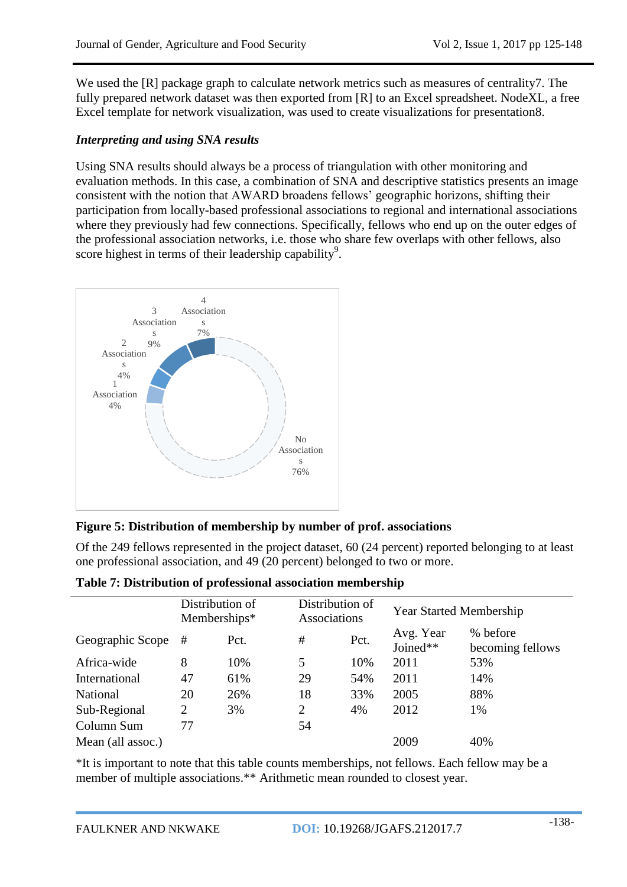We used the [R] package graph to calculate network metrics such as measures of centrality7. The fully prepared network dataset was then exported from [R] to an Excel spreadsheet. NodeXL, a free Excel template for network visualization, was used to create visualizations for presentation8.

### *Interpreting and using SNA results*

Using SNA results should always be a process of triangulation with other monitoring and evaluation methods. In this case, a combination of SNA and descriptive statistics presents an image consistent with the notion that AWARD broadens fellows' geographic horizons, shifting their participation from locally-based professional associations to regional and international associations where they previously had few connections. Specifically, fellows who end up on the outer edges of the professional association networks, i.e. those who share few overlaps with other fellows, also score highest in terms of their leadership capability[9].

4 Associations 7%

3 Associations 9%

2 Associations 4%

1 Association 4%

No Associations 76%

**Figure 5: Distribution of membership by number of prof. associations**

Of the 249 fellows represented in the project dataset, 60 (24 percent) reported belonging to at least one professional association, and 49 (20 percent) belonged to two or more.

**Table 7: Distribution of professional association membership**

| | Distribution of Memberships* | | Distribution of Associations | | Year Started Membership | |
|---|---|---|---|---|---|---|
| Geographic Scope | # | Pct. | # | Pct. | Avg. Year Joined** | % before becoming fellows |
| Africa-wide | 8 | 10% | 5 | 10% | 2011 | 53% |
| International | 47 | 61% | 29 | 54% | 2011 | 14% |
| National | 20 | 26% | 18 | 33% | 2005 | 88% |
| Sub-Regional | 2 | 3% | 2 | 4% | 2012 | 1% |
| Column Sum | 77 | | 54 | | | |
| Mean (all assoc.) | | | | | 2009 | 40% |

*It is important to note that this table counts memberships, not fellows. Each fellow may be a member of multiple associations.** Arithmetic mean rounded to closest year.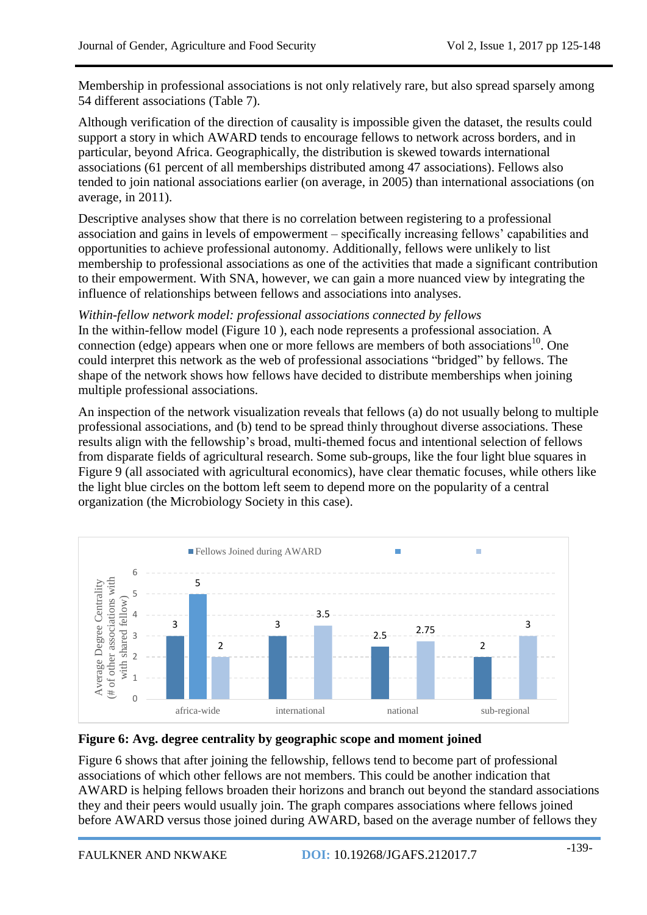Membership in professional associations is not only relatively rare, but also spread sparsely among 54 different associations (Table 7).

Although verification of the direction of causality is impossible given the dataset, the results could support a story in which AWARD tends to encourage fellows to network across borders, and in particular, beyond Africa. Geographically, the distribution is skewed towards international associations (61 percent of all memberships distributed among 47 associations). Fellows also tended to join national associations earlier (on average, in 2005) than international associations (on average, in 2011).

Descriptive analyses show that there is no correlation between registering to a professional association and gains in levels of empowerment – specifically increasing fellows' capabilities and opportunities to achieve professional autonomy. Additionally, fellows were unlikely to list membership to professional associations as one of the activities that made a significant contribution to their empowerment. With SNA, however, we can gain a more nuanced view by integrating the influence of relationships between fellows and associations into analyses.

*Within-fellow network model: professional associations connected by fellows*

In the within-fellow model (Figure 10 ), each node represents a professional association. A connection (edge) appears when one or more fellows are members of both associations[10]. One could interpret this network as the web of professional associations "bridged" by fellows. The shape of the network shows how fellows have decided to distribute memberships when joining multiple professional associations.

An inspection of the network visualization reveals that fellows (a) do not usually belong to multiple professional associations, and (b) tend to be spread thinly throughout diverse associations. These results align with the fellowship's broad, multi-themed focus and intentional selection of fellows from disparate fields of agricultural research. Some sub-groups, like the four light blue squares in Figure 9 (all associated with agricultural economics), have clear thematic focuses, while others like the light blue circles on the bottom left seem to depend more on the popularity of a central organization (the Microbiology Society in this case).

| Geographic scope | Fellows Joined during AWARD | (series 2) | (series 3) |
|---|---|---|---|
| africa-wide | 3 | 5 | 2 |
| international | 3 | | 3.5 |
| national | 2.5 | | 2.75 |
| sub-regional | 2 | | 3 |

Y-axis: Average Degree Centrality (# of other associations with with shared fellow)

**Figure 6: Avg. degree centrality by geographic scope and moment joined**

Figure 6 shows that after joining the fellowship, fellows tend to become part of professional associations of which other fellows are not members. This could be another indication that AWARD is helping fellows broaden their horizons and branch out beyond the standard associations they and their peers would usually join. The graph compares associations where fellows joined before AWARD versus those joined during AWARD, based on the average number of fellows they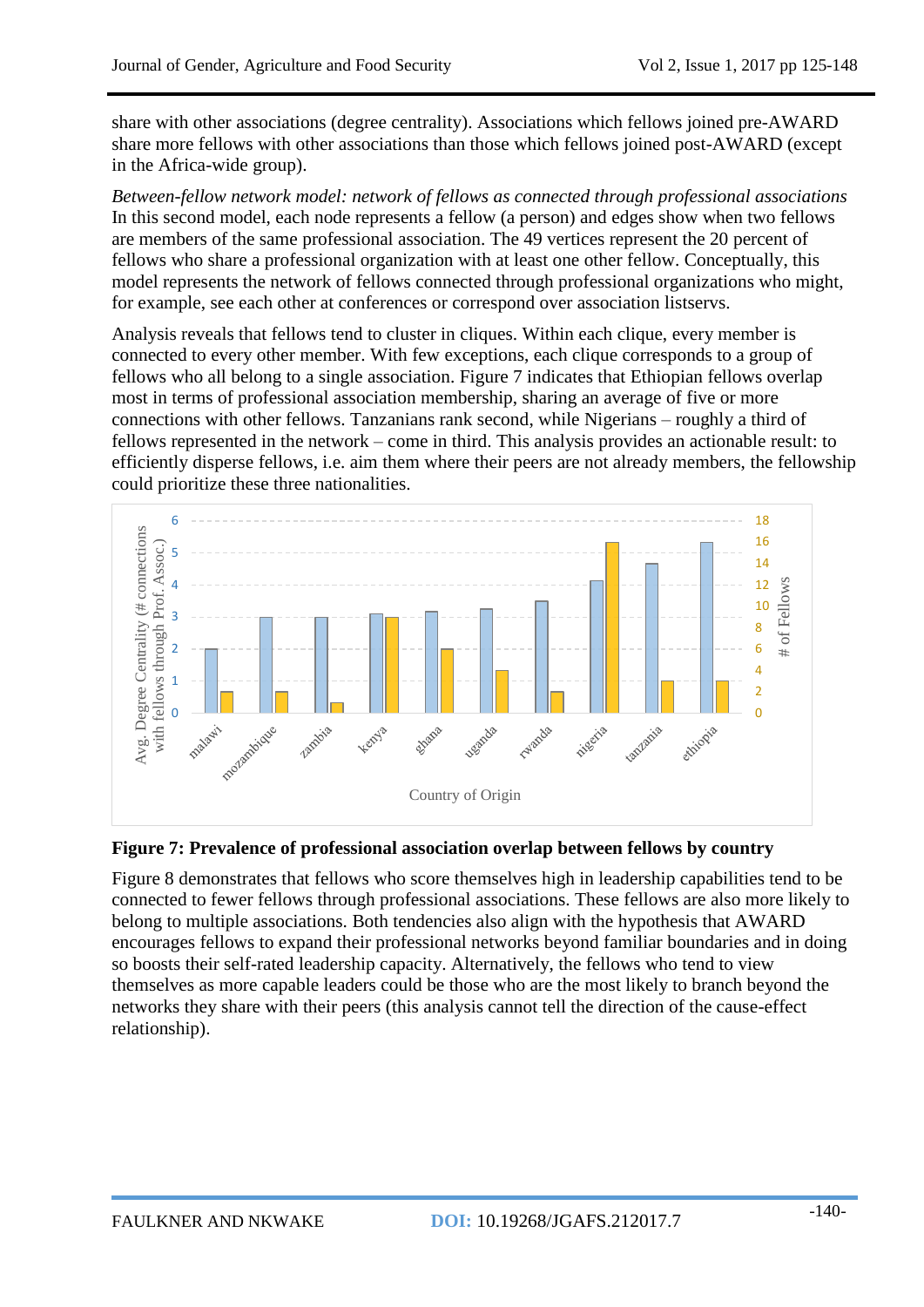share with other associations (degree centrality). Associations which fellows joined pre-AWARD share more fellows with other associations than those which fellows joined post-AWARD (except in the Africa-wide group).

*Between-fellow network model: network of fellows as connected through professional associations*
In this second model, each node represents a fellow (a person) and edges show when two fellows are members of the same professional association. The 49 vertices represent the 20 percent of fellows who share a professional organization with at least one other fellow. Conceptually, this model represents the network of fellows connected through professional organizations who might, for example, see each other at conferences or correspond over association listservs.

Analysis reveals that fellows tend to cluster in cliques. Within each clique, every member is connected to every other member. With few exceptions, each clique corresponds to a group of fellows who all belong to a single association. Figure 7 indicates that Ethiopian fellows overlap most in terms of professional association membership, sharing an average of five or more connections with other fellows. Tanzanians rank second, while Nigerians – roughly a third of fellows represented in the network – come in third. This analysis provides an actionable result: to efficiently disperse fellows, i.e. aim them where their peers are not already members, the fellowship could prioritize these three nationalities.

**Figure 7: Prevalence of professional association overlap between fellows by country**

Figure 8 demonstrates that fellows who score themselves high in leadership capabilities tend to be connected to fewer fellows through professional associations. These fellows are also more likely to belong to multiple associations. Both tendencies also align with the hypothesis that AWARD encourages fellows to expand their professional networks beyond familiar boundaries and in doing so boosts their self-rated leadership capacity. Alternatively, the fellows who tend to view themselves as more capable leaders could be those who are the most likely to branch beyond the networks they share with their peers (this analysis cannot tell the direction of the cause-effect relationship).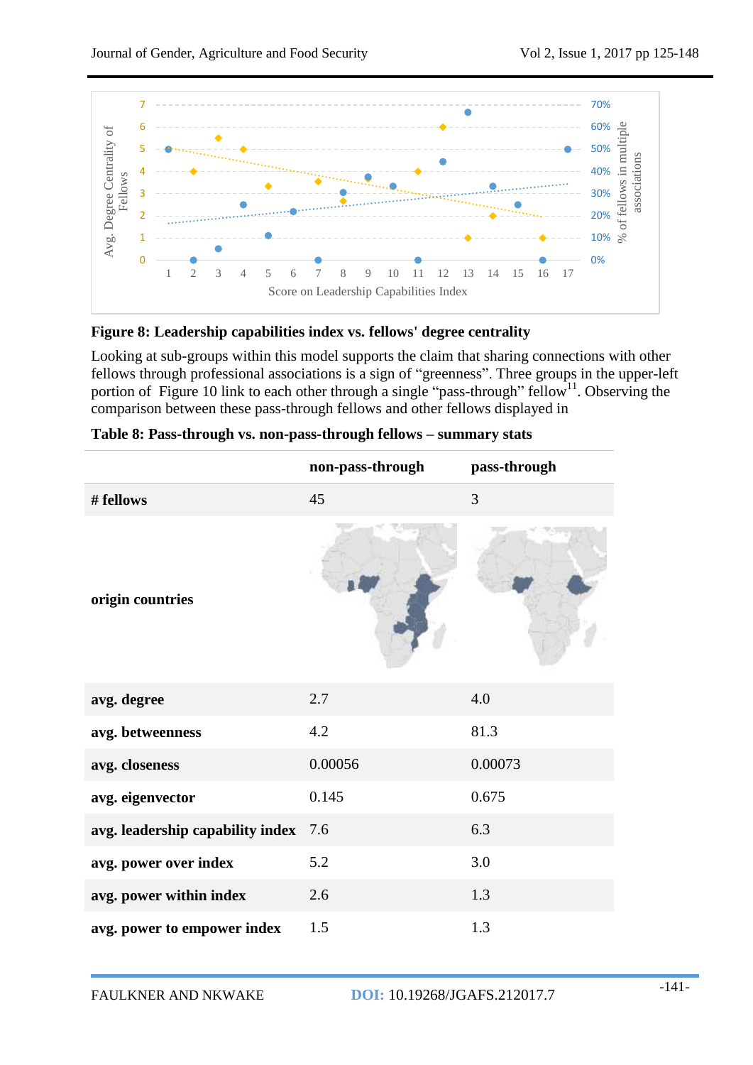**Figure 8: Leadership capabilities index vs. fellows' degree centrality**

Looking at sub-groups within this model supports the claim that sharing connections with other fellows through professional associations is a sign of "greenness". Three groups in the upper-left portion of Figure 10 link to each other through a single "pass-through" fellow[11]. Observing the comparison between these pass-through fellows and other fellows displayed in

**Table 8: Pass-through vs. non-pass-through fellows – summary stats**

| | non-pass-through | pass-through |
|---|---|---|
| **# fellows** | 45 | 3 |
| **origin countries** | | |
| **avg. degree** | 2.7 | 4.0 |
| **avg. betweenness** | 4.2 | 81.3 |
| **avg. closeness** | 0.00056 | 0.00073 |
| **avg. eigenvector** | 0.145 | 0.675 |
| **avg. leadership capability index** | 7.6 | 6.3 |
| **avg. power over index** | 5.2 | 3.0 |
| **avg. power within index** | 2.6 | 1.3 |
| **avg. power to empower index** | 1.5 | 1.3 |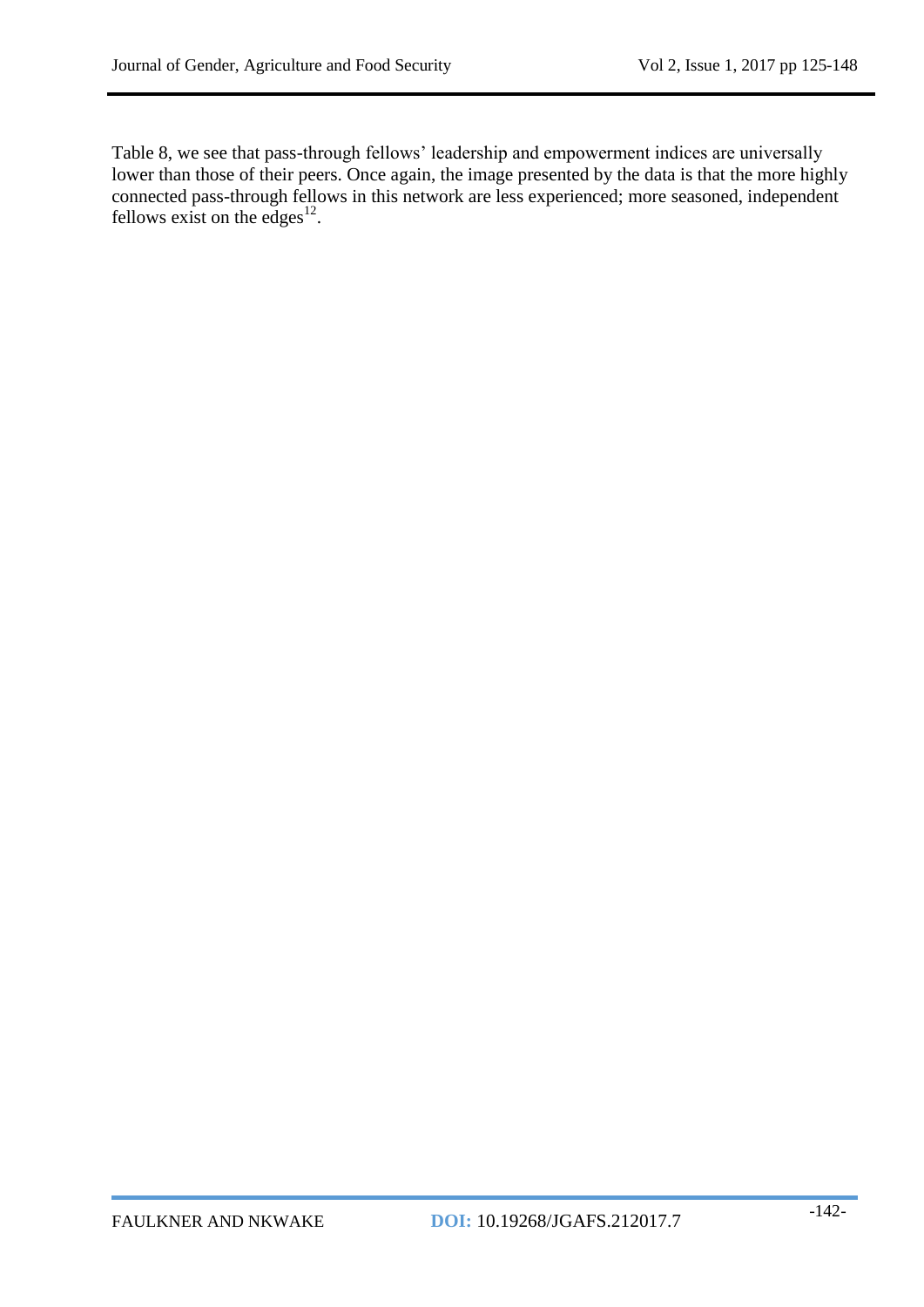Table 8, we see that pass-through fellows' leadership and empowerment indices are universally lower than those of their peers. Once again, the image presented by the data is that the more highly connected pass-through fellows in this network are less experienced; more seasoned, independent fellows exist on the edges[12].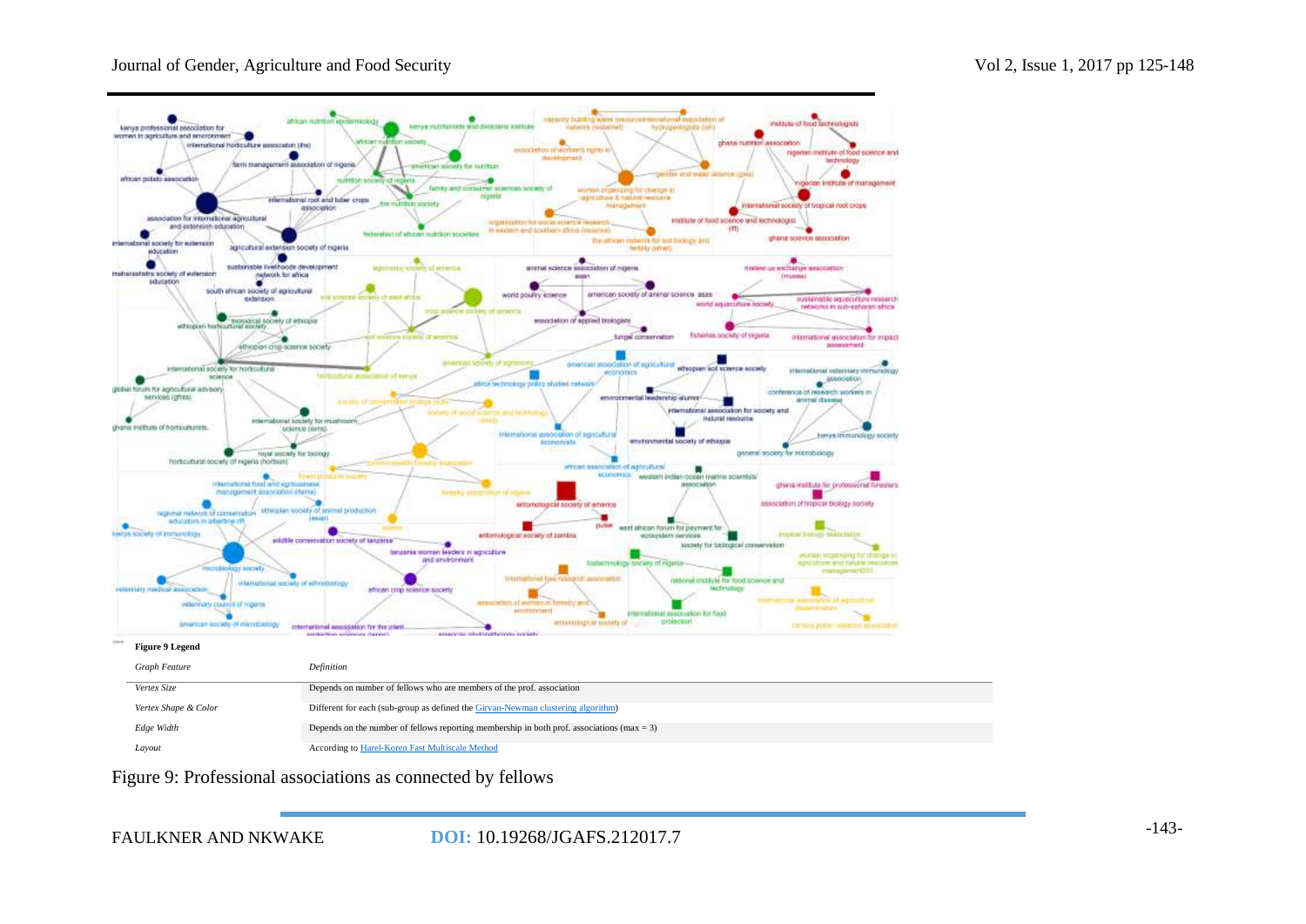**Figure 9 Legend**

| Graph Feature | Definition |
| --- | --- |
| *Vertex Size* | Depends on number of fellows who are members of the prof. association |
| *Vertex Shape & Color* | Different for each (sub-group as defined the Girvan-Newman clustering algorithm) |
| *Edge Width* | Depends on the number of fellows reporting membership in both prof. associations (max = 3) |
| *Layout* | According to Harel-Koren Fast Multiscale Method |

Figure 9: Professional associations as connected by fellows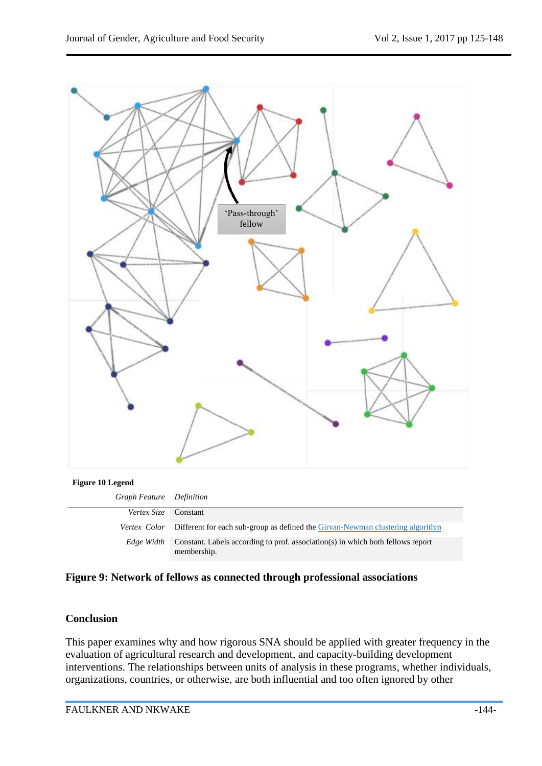'Pass-through' fellow

**Figure 10 Legend**

| *Graph Feature* | *Definition* |
|---|---|
| *Vertex Size* | Constant |
| *Vertex Color* | Different for each sub-group as defined the Girvan-Newman clustering algorithm |
| *Edge Width* | Constant. Labels according to prof. association(s) in which both fellows report membership. |

**Figure 9: Network of fellows as connected through professional associations**

## Conclusion

This paper examines why and how rigorous SNA should be applied with greater frequency in the evaluation of agricultural research and development, and capacity-building development interventions. The relationships between units of analysis in these programs, whether individuals, organizations, countries, or otherwise, are both influential and too often ignored by other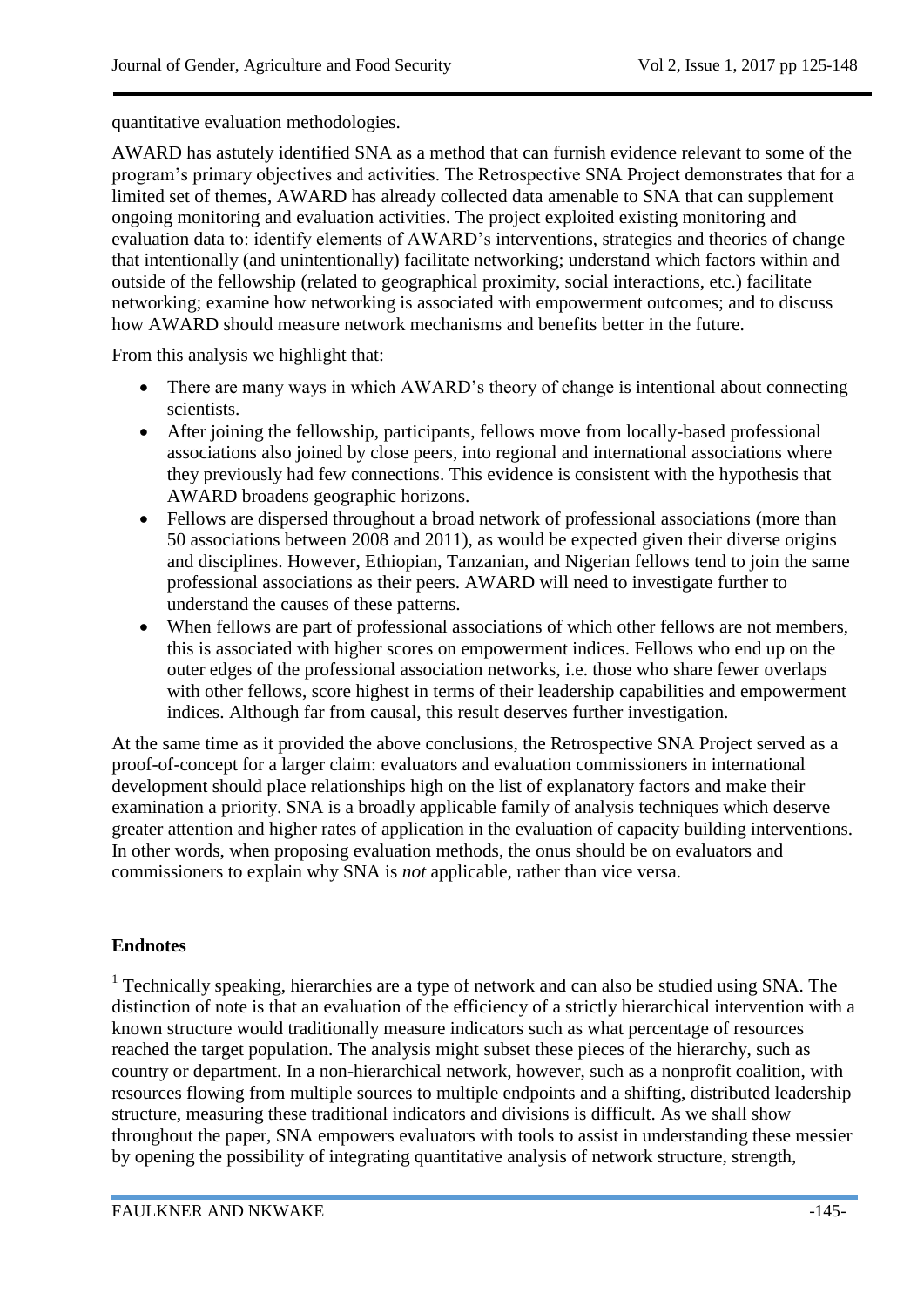quantitative evaluation methodologies.

AWARD has astutely identified SNA as a method that can furnish evidence relevant to some of the program's primary objectives and activities. The Retrospective SNA Project demonstrates that for a limited set of themes, AWARD has already collected data amenable to SNA that can supplement ongoing monitoring and evaluation activities. The project exploited existing monitoring and evaluation data to: identify elements of AWARD's interventions, strategies and theories of change that intentionally (and unintentionally) facilitate networking; understand which factors within and outside of the fellowship (related to geographical proximity, social interactions, etc.) facilitate networking; examine how networking is associated with empowerment outcomes; and to discuss how AWARD should measure network mechanisms and benefits better in the future.

From this analysis we highlight that:

- There are many ways in which AWARD's theory of change is intentional about connecting scientists.
- After joining the fellowship, participants, fellows move from locally-based professional associations also joined by close peers, into regional and international associations where they previously had few connections. This evidence is consistent with the hypothesis that AWARD broadens geographic horizons.
- Fellows are dispersed throughout a broad network of professional associations (more than 50 associations between 2008 and 2011), as would be expected given their diverse origins and disciplines. However, Ethiopian, Tanzanian, and Nigerian fellows tend to join the same professional associations as their peers. AWARD will need to investigate further to understand the causes of these patterns.
- When fellows are part of professional associations of which other fellows are not members, this is associated with higher scores on empowerment indices. Fellows who end up on the outer edges of the professional association networks, i.e. those who share fewer overlaps with other fellows, score highest in terms of their leadership capabilities and empowerment indices. Although far from causal, this result deserves further investigation.

At the same time as it provided the above conclusions, the Retrospective SNA Project served as a proof-of-concept for a larger claim: evaluators and evaluation commissioners in international development should place relationships high on the list of explanatory factors and make their examination a priority. SNA is a broadly applicable family of analysis techniques which deserve greater attention and higher rates of application in the evaluation of capacity building interventions. In other words, when proposing evaluation methods, the onus should be on evaluators and commissioners to explain why SNA is *not* applicable, rather than vice versa.

## Endnotes

[1] Technically speaking, hierarchies are a type of network and can also be studied using SNA. The distinction of note is that an evaluation of the efficiency of a strictly hierarchical intervention with a known structure would traditionally measure indicators such as what percentage of resources reached the target population. The analysis might subset these pieces of the hierarchy, such as country or department. In a non-hierarchical network, however, such as a nonprofit coalition, with resources flowing from multiple sources to multiple endpoints and a shifting, distributed leadership structure, measuring these traditional indicators and divisions is difficult. As we shall show throughout the paper, SNA empowers evaluators with tools to assist in understanding these messier by opening the possibility of integrating quantitative analysis of network structure, strength,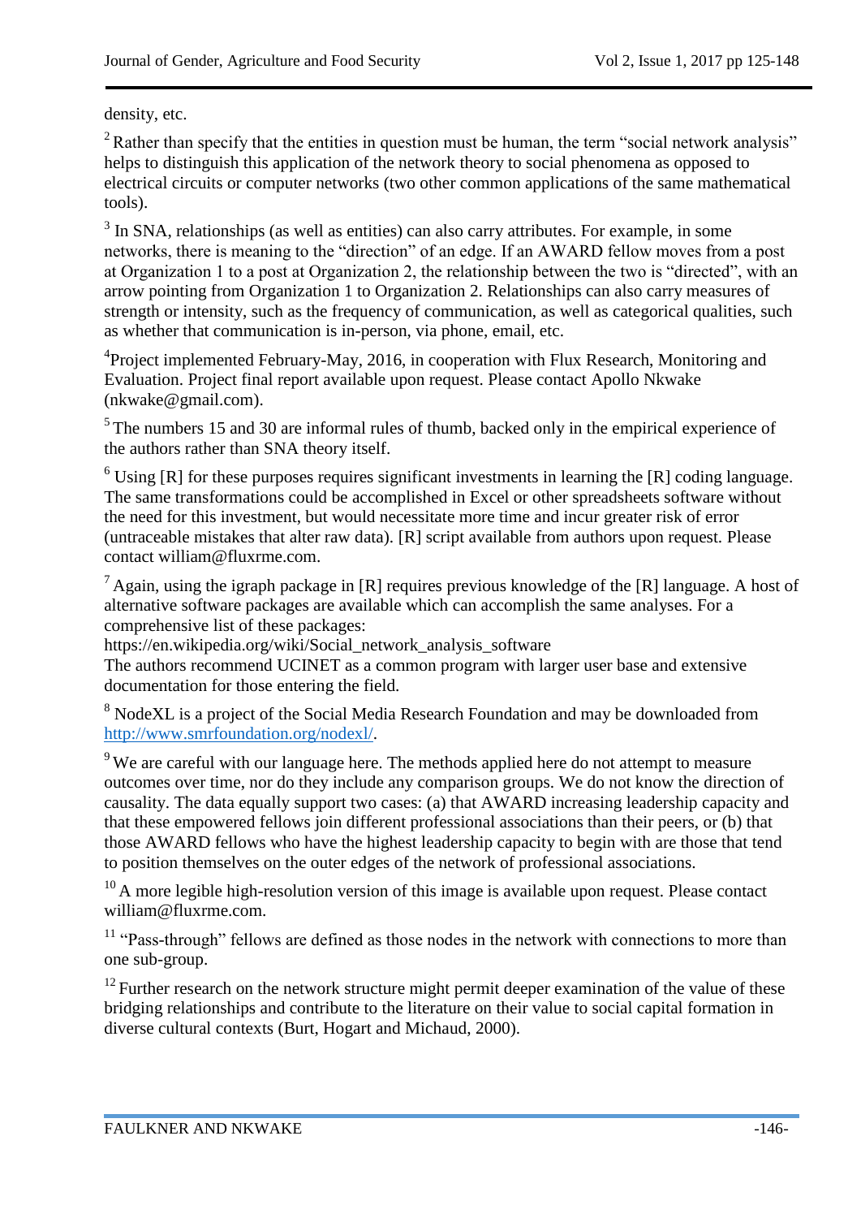density, etc.

[2] Rather than specify that the entities in question must be human, the term "social network analysis" helps to distinguish this application of the network theory to social phenomena as opposed to electrical circuits or computer networks (two other common applications of the same mathematical tools).

[3] In SNA, relationships (as well as entities) can also carry attributes. For example, in some networks, there is meaning to the "direction" of an edge. If an AWARD fellow moves from a post at Organization 1 to a post at Organization 2, the relationship between the two is "directed", with an arrow pointing from Organization 1 to Organization 2. Relationships can also carry measures of strength or intensity, such as the frequency of communication, as well as categorical qualities, such as whether that communication is in-person, via phone, email, etc.

[4] Project implemented February-May, 2016, in cooperation with Flux Research, Monitoring and Evaluation. Project final report available upon request. Please contact Apollo Nkwake (nkwake@gmail.com).

[5] The numbers 15 and 30 are informal rules of thumb, backed only in the empirical experience of the authors rather than SNA theory itself.

[6] Using [R] for these purposes requires significant investments in learning the [R] coding language. The same transformations could be accomplished in Excel or other spreadsheets software without the need for this investment, but would necessitate more time and incur greater risk of error (untraceable mistakes that alter raw data). [R] script available from authors upon request. Please contact william@fluxrme.com.

[7] Again, using the igraph package in [R] requires previous knowledge of the [R] language. A host of alternative software packages are available which can accomplish the same analyses. For a comprehensive list of these packages:
https://en.wikipedia.org/wiki/Social_network_analysis_software
The authors recommend UCINET as a common program with larger user base and extensive documentation for those entering the field.

[8] NodeXL is a project of the Social Media Research Foundation and may be downloaded from http://www.smrfoundation.org/nodexl/.

[9] We are careful with our language here. The methods applied here do not attempt to measure outcomes over time, nor do they include any comparison groups. We do not know the direction of causality. The data equally support two cases: (a) that AWARD increasing leadership capacity and that these empowered fellows join different professional associations than their peers, or (b) that those AWARD fellows who have the highest leadership capacity to begin with are those that tend to position themselves on the outer edges of the network of professional associations.

[10] A more legible high-resolution version of this image is available upon request. Please contact william@fluxrme.com.

[11] "Pass-through" fellows are defined as those nodes in the network with connections to more than one sub-group.

[12] Further research on the network structure might permit deeper examination of the value of these bridging relationships and contribute to the literature on their value to social capital formation in diverse cultural contexts (Burt, Hogart and Michaud, 2000).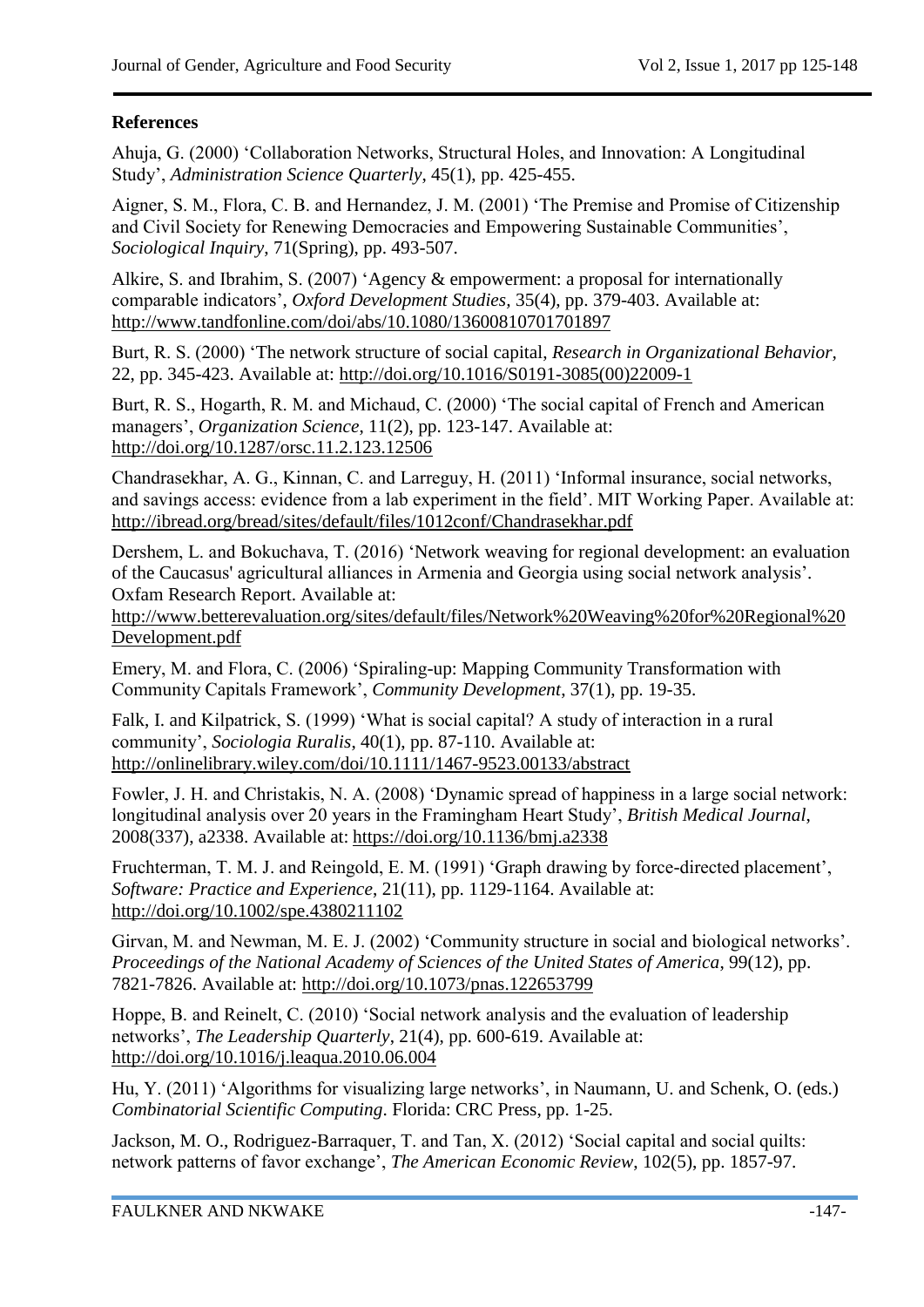## References

Ahuja, G. (2000) 'Collaboration Networks, Structural Holes, and Innovation: A Longitudinal Study', *Administration Science Quarterly*, 45(1), pp. 425-455.

Aigner, S. M., Flora, C. B. and Hernandez, J. M. (2001) 'The Premise and Promise of Citizenship and Civil Society for Renewing Democracies and Empowering Sustainable Communities', *Sociological Inquiry*, 71(Spring), pp. 493-507.

Alkire, S. and Ibrahim, S. (2007) 'Agency & empowerment: a proposal for internationally comparable indicators', *Oxford Development Studies*, 35(4), pp. 379-403. Available at: http://www.tandfonline.com/doi/abs/10.1080/13600810701701897

Burt, R. S. (2000) 'The network structure of social capital, *Research in Organizational Behavior*, 22, pp. 345-423. Available at: http://doi.org/10.1016/S0191-3085(00)22009-1

Burt, R. S., Hogarth, R. M. and Michaud, C. (2000) 'The social capital of French and American managers', *Organization Science*, 11(2), pp. 123-147. Available at: http://doi.org/10.1287/orsc.11.2.123.12506

Chandrasekhar, A. G., Kinnan, C. and Larreguy, H. (2011) 'Informal insurance, social networks, and savings access: evidence from a lab experiment in the field'. MIT Working Paper. Available at: http://ibread.org/bread/sites/default/files/1012conf/Chandrasekhar.pdf

Dershem, L. and Bokuchava, T. (2016) 'Network weaving for regional development: an evaluation of the Caucasus' agricultural alliances in Armenia and Georgia using social network analysis'. Oxfam Research Report. Available at: http://www.betterevaluation.org/sites/default/files/Network%20Weaving%20for%20Regional%20Development.pdf

Emery, M. and Flora, C. (2006) 'Spiraling-up: Mapping Community Transformation with Community Capitals Framework', *Community Development*, 37(1), pp. 19-35.

Falk, I. and Kilpatrick, S. (1999) 'What is social capital? A study of interaction in a rural community', *Sociologia Ruralis*, 40(1), pp. 87-110. Available at: http://onlinelibrary.wiley.com/doi/10.1111/1467-9523.00133/abstract

Fowler, J. H. and Christakis, N. A. (2008) 'Dynamic spread of happiness in a large social network: longitudinal analysis over 20 years in the Framingham Heart Study', *British Medical Journal*, 2008(337), a2338. Available at: https://doi.org/10.1136/bmj.a2338

Fruchterman, T. M. J. and Reingold, E. M. (1991) 'Graph drawing by force-directed placement', *Software: Practice and Experience*, 21(11), pp. 1129-1164. Available at: http://doi.org/10.1002/spe.4380211102

Girvan, M. and Newman, M. E. J. (2002) 'Community structure in social and biological networks'. *Proceedings of the National Academy of Sciences of the United States of America*, 99(12), pp. 7821-7826. Available at: http://doi.org/10.1073/pnas.122653799

Hoppe, B. and Reinelt, C. (2010) 'Social network analysis and the evaluation of leadership networks', *The Leadership Quarterly*, 21(4), pp. 600-619. Available at: http://doi.org/10.1016/j.leaqua.2010.06.004

Hu, Y. (2011) 'Algorithms for visualizing large networks', in Naumann, U. and Schenk, O. (eds.) *Combinatorial Scientific Computing*. Florida: CRC Press, pp. 1-25.

Jackson, M. O., Rodriguez-Barraquer, T. and Tan, X. (2012) 'Social capital and social quilts: network patterns of favor exchange', *The American Economic Review*, 102(5), pp. 1857-97.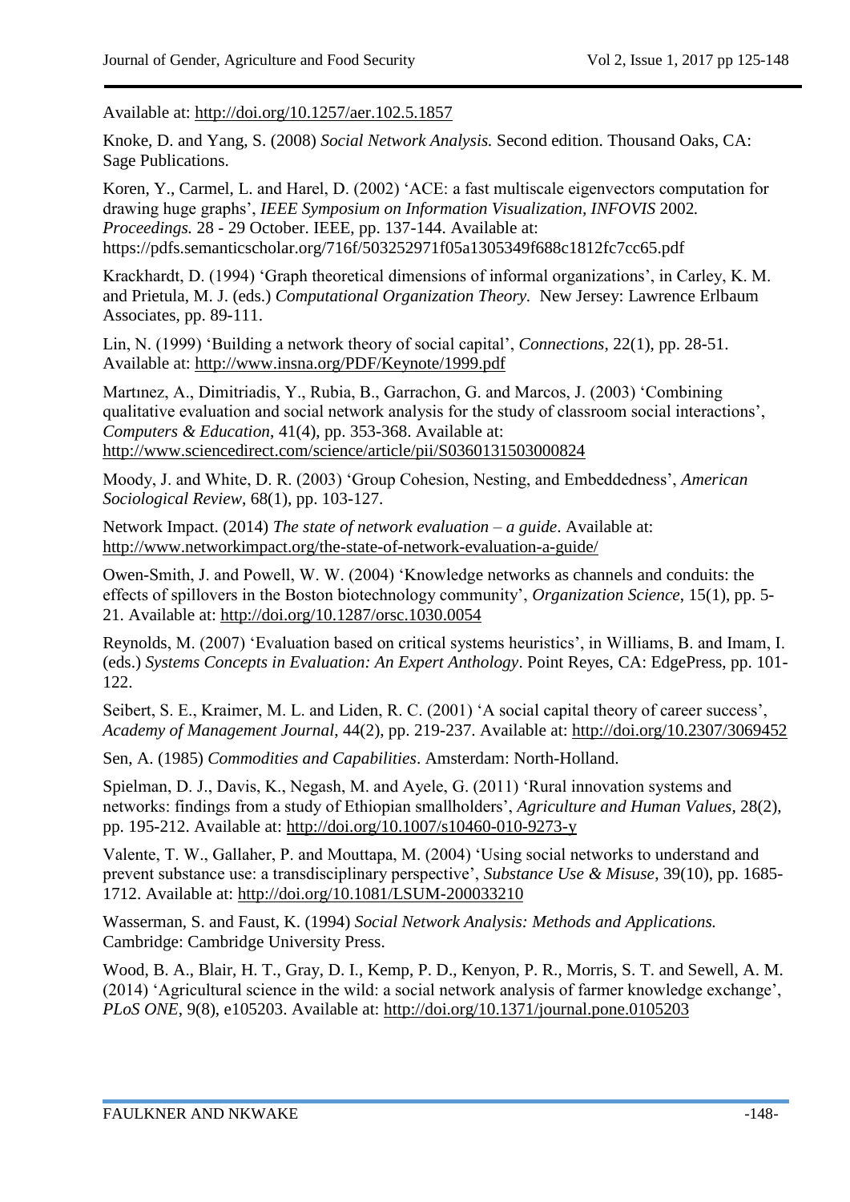Available at: http://doi.org/10.1257/aer.102.5.1857

Knoke, D. and Yang, S. (2008) *Social Network Analysis.* Second edition. Thousand Oaks, CA: Sage Publications.

Koren, Y., Carmel, L. and Harel, D. (2002) 'ACE: a fast multiscale eigenvectors computation for drawing huge graphs', *IEEE Symposium on Information Visualization, INFOVIS* 2002*. Proceedings.* 28 - 29 October. IEEE, pp. 137-144. Available at: https://pdfs.semanticscholar.org/716f/503252971f05a1305349f688c1812fc7cc65.pdf

Krackhardt, D. (1994) 'Graph theoretical dimensions of informal organizations', in Carley, K. M. and Prietula, M. J. (eds.) *Computational Organization Theory.* New Jersey: Lawrence Erlbaum Associates, pp. 89-111.

Lin, N. (1999) 'Building a network theory of social capital', *Connections*, 22(1), pp. 28-51. Available at: http://www.insna.org/PDF/Keynote/1999.pdf

Martınez, A., Dimitriadis, Y., Rubia, B., Garrachon, G. and Marcos, J. (2003) 'Combining qualitative evaluation and social network analysis for the study of classroom social interactions', *Computers & Education*, 41(4), pp. 353-368. Available at: http://www.sciencedirect.com/science/article/pii/S0360131503000824

Moody, J. and White, D. R. (2003) 'Group Cohesion, Nesting, and Embeddedness', *American Sociological Review*, 68(1), pp. 103-127.

Network Impact. (2014) *The state of network evaluation – a guide*. Available at: http://www.networkimpact.org/the-state-of-network-evaluation-a-guide/

Owen-Smith, J. and Powell, W. W. (2004) 'Knowledge networks as channels and conduits: the effects of spillovers in the Boston biotechnology community', *Organization Science*, 15(1), pp. 5-21. Available at: http://doi.org/10.1287/orsc.1030.0054

Reynolds, M. (2007) 'Evaluation based on critical systems heuristics', in Williams, B. and Imam, I. (eds.) *Systems Concepts in Evaluation: An Expert Anthology*. Point Reyes, CA: EdgePress, pp. 101-122.

Seibert, S. E., Kraimer, M. L. and Liden, R. C. (2001) 'A social capital theory of career success', *Academy of Management Journal*, 44(2), pp. 219-237. Available at: http://doi.org/10.2307/3069452

Sen, A. (1985) *Commodities and Capabilities*. Amsterdam: North-Holland.

Spielman, D. J., Davis, K., Negash, M. and Ayele, G. (2011) 'Rural innovation systems and networks: findings from a study of Ethiopian smallholders', *Agriculture and Human Values*, 28(2), pp. 195-212. Available at: http://doi.org/10.1007/s10460-010-9273-y

Valente, T. W., Gallaher, P. and Mouttapa, M. (2004) 'Using social networks to understand and prevent substance use: a transdisciplinary perspective', *Substance Use & Misuse*, 39(10), pp. 1685-1712. Available at: http://doi.org/10.1081/LSUM-200033210

Wasserman, S. and Faust, K. (1994) *Social Network Analysis: Methods and Applications.* Cambridge: Cambridge University Press.

Wood, B. A., Blair, H. T., Gray, D. I., Kemp, P. D., Kenyon, P. R., Morris, S. T. and Sewell, A. M. (2014) 'Agricultural science in the wild: a social network analysis of farmer knowledge exchange', *PLoS ONE*, 9(8), e105203. Available at: http://doi.org/10.1371/journal.pone.0105203